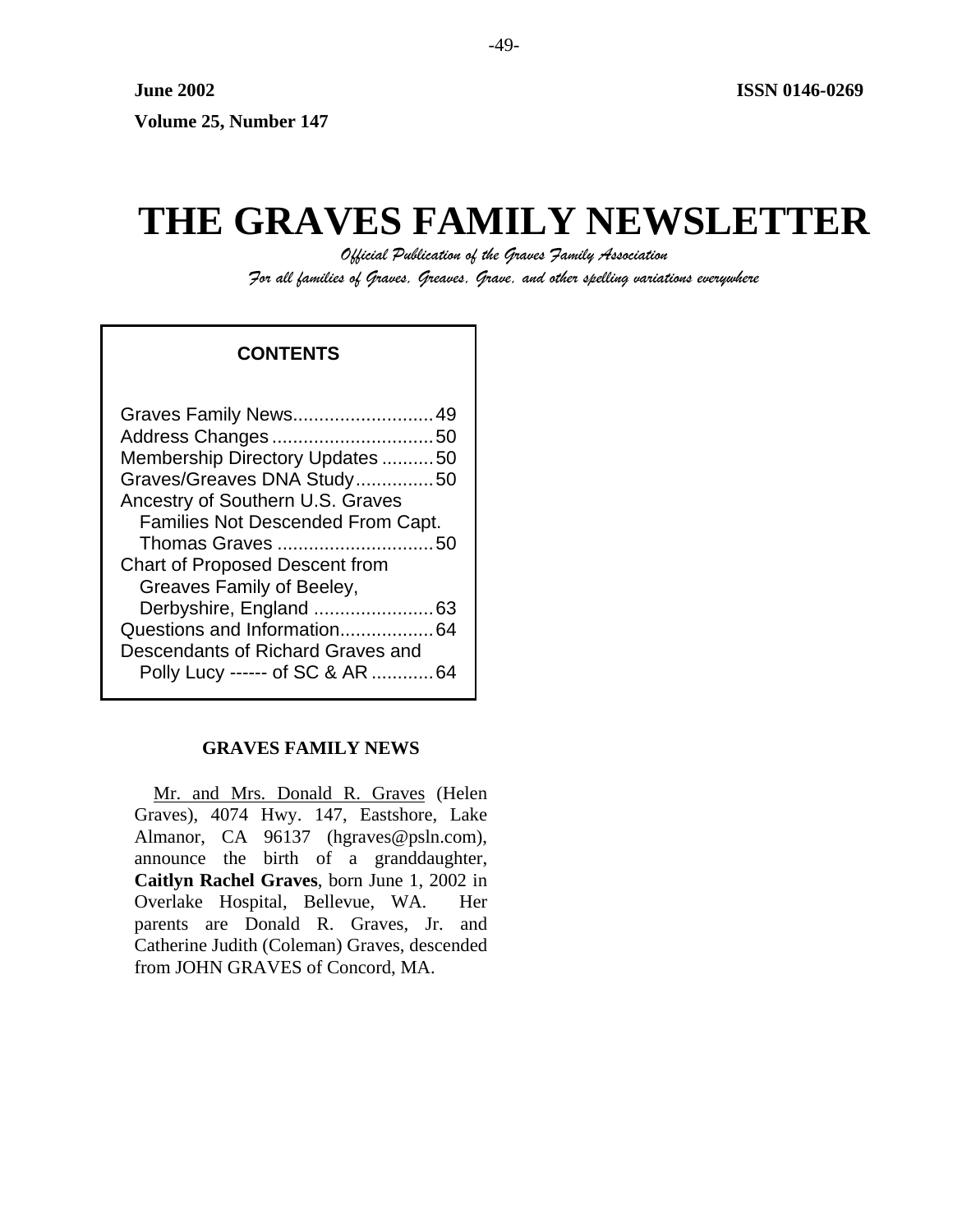**June 2002** **ISSN 0146-0269**

**Volume 25, Number 147**

# THE GRAVES FAMILY NEWSLETTER

*Official Publication of the Graves Family Association*

*For all families of Graves, Greaves, Grave, and other spelling variations everywhere*

## CONTENTS

| | |
|---|---|
| Graves Family News | 49 |
| Address Changes | 50 |
| Membership Directory Updates | 50 |
| Graves/Greaves DNA Study | 50 |
| Ancestry of Southern U.S. Graves Families Not Descended From Capt. Thomas Graves | 50 |
| Chart of Proposed Descent from Greaves Family of Beeley, Derbyshire, England | 63 |
| Questions and Information | 64 |
| Descendants of Richard Graves and Polly Lucy ------ of SC & AR | 64 |

## GRAVES FAMILY NEWS

Mr. and Mrs. Donald R. Graves (Helen Graves), 4074 Hwy. 147, Eastshore, Lake Almanor, CA 96137 (hgraves@psln.com), announce the birth of a granddaughter, **Caitlyn Rachel Graves**, born June 1, 2002 in Overlake Hospital, Bellevue, WA. Her parents are Donald R. Graves, Jr. and Catherine Judith (Coleman) Graves, descended from JOHN GRAVES of Concord, MA.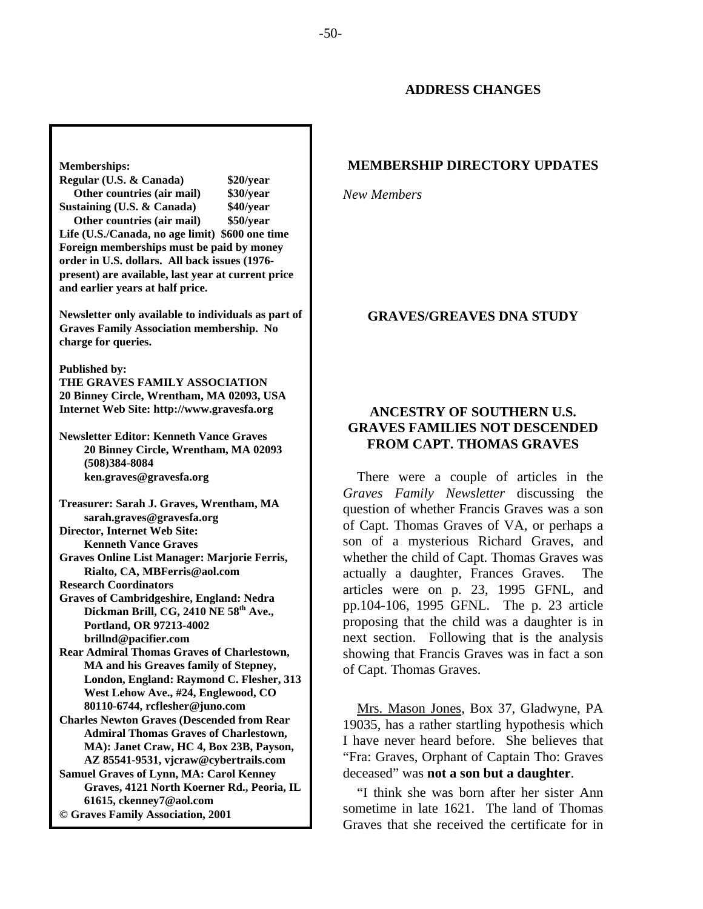**Memberships:**
**Regular (U.S. & Canada) $20/year**
**Other countries (air mail) $30/year**
**Sustaining (U.S. & Canada) $40/year**
**Other countries (air mail) $50/year**
**Life (U.S./Canada, no age limit) $600 one time**
**Foreign memberships must be paid by money order in U.S. dollars. All back issues (1976-present) are available, last year at current price and earlier years at half price.**

**Newsletter only available to individuals as part of Graves Family Association membership. No charge for queries.**

**Published by:**
**THE GRAVES FAMILY ASSOCIATION**
**20 Binney Circle, Wrentham, MA 02093, USA**
**Internet Web Site: http://www.gravesfa.org**

**Newsletter Editor: Kenneth Vance Graves**
**20 Binney Circle, Wrentham, MA 02093**
**(508)384-8084**
**ken.graves@gravesfa.org**

**Treasurer: Sarah J. Graves, Wrentham, MA**
**sarah.graves@gravesfa.org**
**Director, Internet Web Site:**
**Kenneth Vance Graves**
**Graves Online List Manager: Marjorie Ferris, Rialto, CA, MBFerris@aol.com**
**Research Coordinators**
**Graves of Cambridgeshire, England: Nedra Dickman Brill, CG, 2410 NE 58th Ave., Portland, OR 97213-4002**
**brillnd@pacifier.com**
**Rear Admiral Thomas Graves of Charlestown, MA and his Greaves family of Stepney, London, England: Raymond C. Flesher, 313 West Lehow Ave., #24, Englewood, CO 80110-6744, rcflesher@juno.com**
**Charles Newton Graves (Descended from Rear Admiral Thomas Graves of Charlestown, MA): Janet Craw, HC 4, Box 23B, Payson, AZ 85541-9531, vjcraw@cybertrails.com**
**Samuel Graves of Lynn, MA: Carol Kenney Graves, 4121 North Koerner Rd., Peoria, IL 61615, ckenney7@aol.com**
**© Graves Family Association, 2001**

## ADDRESS CHANGES

## MEMBERSHIP DIRECTORY UPDATES

*New Members*

## GRAVES/GREAVES DNA STUDY

## ANCESTRY OF SOUTHERN U.S. GRAVES FAMILIES NOT DESCENDED FROM CAPT. THOMAS GRAVES

There were a couple of articles in the *Graves Family Newsletter* discussing the question of whether Francis Graves was a son of Capt. Thomas Graves of VA, or perhaps a son of a mysterious Richard Graves, and whether the child of Capt. Thomas Graves was actually a daughter, Frances Graves. The articles were on p. 23, 1995 GFNL, and pp.104-106, 1995 GFNL. The p. 23 article proposing that the child was a daughter is in next section. Following that is the analysis showing that Francis Graves was in fact a son of Capt. Thomas Graves.

Mrs. Mason Jones, Box 37, Gladwyne, PA 19035, has a rather startling hypothesis which I have never heard before. She believes that "Fra: Graves, Orphant of Captain Tho: Graves deceased" was **not a son but a daughter**.

"I think she was born after her sister Ann sometime in late 1621. The land of Thomas Graves that she received the certificate for in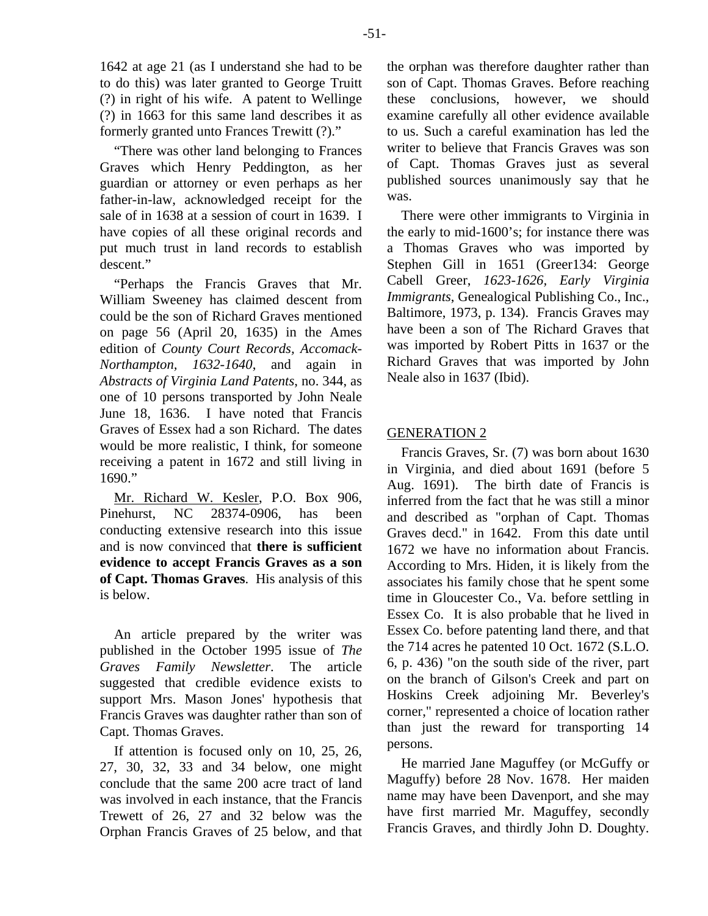1642 at age 21 (as I understand she had to be to do this) was later granted to George Truitt (?) in right of his wife. A patent to Wellinge (?) in 1663 for this same land describes it as formerly granted unto Frances Trewitt (?)."

"There was other land belonging to Frances Graves which Henry Peddington, as her guardian or attorney or even perhaps as her father-in-law, acknowledged receipt for the sale of in 1638 at a session of court in 1639. I have copies of all these original records and put much trust in land records to establish descent."

"Perhaps the Francis Graves that Mr. William Sweeney has claimed descent from could be the son of Richard Graves mentioned on page 56 (April 20, 1635) in the Ames edition of *County Court Records, Accomack-Northampton, 1632-1640*, and again in *Abstracts of Virginia Land Patents*, no. 344, as one of 10 persons transported by John Neale June 18, 1636. I have noted that Francis Graves of Essex had a son Richard. The dates would be more realistic, I think, for someone receiving a patent in 1672 and still living in 1690."

Mr. Richard W. Kesler, P.O. Box 906, Pinehurst, NC 28374-0906, has been conducting extensive research into this issue and is now convinced that **there is sufficient evidence to accept Francis Graves as a son of Capt. Thomas Graves**. His analysis of this is below.

An article prepared by the writer was published in the October 1995 issue of *The Graves Family Newsletter*. The article suggested that credible evidence exists to support Mrs. Mason Jones' hypothesis that Francis Graves was daughter rather than son of Capt. Thomas Graves.

If attention is focused only on 10, 25, 26, 27, 30, 32, 33 and 34 below, one might conclude that the same 200 acre tract of land was involved in each instance, that the Francis Trewett of 26, 27 and 32 below was the Orphan Francis Graves of 25 below, and that the orphan was therefore daughter rather than son of Capt. Thomas Graves. Before reaching these conclusions, however, we should examine carefully all other evidence available to us. Such a careful examination has led the writer to believe that Francis Graves was son of Capt. Thomas Graves just as several published sources unanimously say that he was.

There were other immigrants to Virginia in the early to mid-1600's; for instance there was a Thomas Graves who was imported by Stephen Gill in 1651 (Greer134: George Cabell Greer, *1623-1626, Early Virginia Immigrants*, Genealogical Publishing Co., Inc., Baltimore, 1973, p. 134). Francis Graves may have been a son of The Richard Graves that was imported by Robert Pitts in 1637 or the Richard Graves that was imported by John Neale also in 1637 (Ibid).

## GENERATION 2

Francis Graves, Sr. (7) was born about 1630 in Virginia, and died about 1691 (before 5 Aug. 1691). The birth date of Francis is inferred from the fact that he was still a minor and described as "orphan of Capt. Thomas Graves decd." in 1642. From this date until 1672 we have no information about Francis. According to Mrs. Hiden, it is likely from the associates his family chose that he spent some time in Gloucester Co., Va. before settling in Essex Co. It is also probable that he lived in Essex Co. before patenting land there, and that the 714 acres he patented 10 Oct. 1672 (S.L.O. 6, p. 436) "on the south side of the river, part on the branch of Gilson's Creek and part on Hoskins Creek adjoining Mr. Beverley's corner," represented a choice of location rather than just the reward for transporting 14 persons.

He married Jane Maguffey (or McGuffy or Maguffy) before 28 Nov. 1678. Her maiden name may have been Davenport, and she may have first married Mr. Maguffey, secondly Francis Graves, and thirdly John D. Doughty.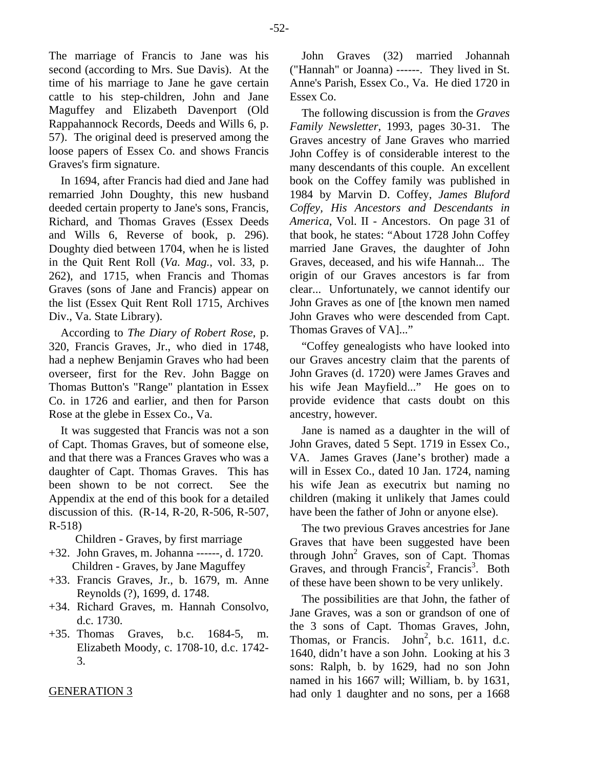The marriage of Francis to Jane was his second (according to Mrs. Sue Davis). At the time of his marriage to Jane he gave certain cattle to his step-children, John and Jane Maguffey and Elizabeth Davenport (Old Rappahannock Records, Deeds and Wills 6, p. 57). The original deed is preserved among the loose papers of Essex Co. and shows Francis Graves's firm signature.

In 1694, after Francis had died and Jane had remarried John Doughty, this new husband deeded certain property to Jane's sons, Francis, Richard, and Thomas Graves (Essex Deeds and Wills 6, Reverse of book, p. 296). Doughty died between 1704, when he is listed in the Quit Rent Roll (*Va. Mag.*, vol. 33, p. 262), and 1715, when Francis and Thomas Graves (sons of Jane and Francis) appear on the list (Essex Quit Rent Roll 1715, Archives Div., Va. State Library).

According to *The Diary of Robert Rose*, p. 320, Francis Graves, Jr., who died in 1748, had a nephew Benjamin Graves who had been overseer, first for the Rev. John Bagge on Thomas Button's "Range" plantation in Essex Co. in 1726 and earlier, and then for Parson Rose at the glebe in Essex Co., Va.

It was suggested that Francis was not a son of Capt. Thomas Graves, but of someone else, and that there was a Frances Graves who was a daughter of Capt. Thomas Graves. This has been shown to be not correct. See the Appendix at the end of this book for a detailed discussion of this. (R-14, R-20, R-506, R-507, R-518)

Children - Graves, by first marriage

+32. John Graves, m. Johanna ------, d. 1720.

Children - Graves, by Jane Maguffey

+33. Francis Graves, Jr., b. 1679, m. Anne Reynolds (?), 1699, d. 1748.
+34. Richard Graves, m. Hannah Consolvo, d.c. 1730.
+35. Thomas Graves, b.c. 1684-5, m. Elizabeth Moody, c. 1708-10, d.c. 1742-3.

## GENERATION 3

John Graves (32) married Johannah ("Hannah" or Joanna) ------. They lived in St. Anne's Parish, Essex Co., Va. He died 1720 in Essex Co.

The following discussion is from the *Graves Family Newsletter*, 1993, pages 30-31. The Graves ancestry of Jane Graves who married John Coffey is of considerable interest to the many descendants of this couple. An excellent book on the Coffey family was published in 1984 by Marvin D. Coffey, *James Bluford Coffey, His Ancestors and Descendants in America*, Vol. II - Ancestors. On page 31 of that book, he states: "About 1728 John Coffey married Jane Graves, the daughter of John Graves, deceased, and his wife Hannah... The origin of our Graves ancestors is far from clear... Unfortunately, we cannot identify our John Graves as one of [the known men named John Graves who were descended from Capt. Thomas Graves of VA]..."

"Coffey genealogists who have looked into our Graves ancestry claim that the parents of John Graves (d. 1720) were James Graves and his wife Jean Mayfield..." He goes on to provide evidence that casts doubt on this ancestry, however.

Jane is named as a daughter in the will of John Graves, dated 5 Sept. 1719 in Essex Co., VA. James Graves (Jane's brother) made a will in Essex Co., dated 10 Jan. 1724, naming his wife Jean as executrix but naming no children (making it unlikely that James could have been the father of John or anyone else).

The two previous Graves ancestries for Jane Graves that have been suggested have been through John[2] Graves, son of Capt. Thomas Graves, and through Francis[2], Francis[3]. Both of these have been shown to be very unlikely.

The possibilities are that John, the father of Jane Graves, was a son or grandson of one of the 3 sons of Capt. Thomas Graves, John, Thomas, or Francis. John[2], b.c. 1611, d.c. 1640, didn't have a son John. Looking at his 3 sons: Ralph, b. by 1629, had no son John named in his 1667 will; William, b. by 1631, had only 1 daughter and no sons, per a 1668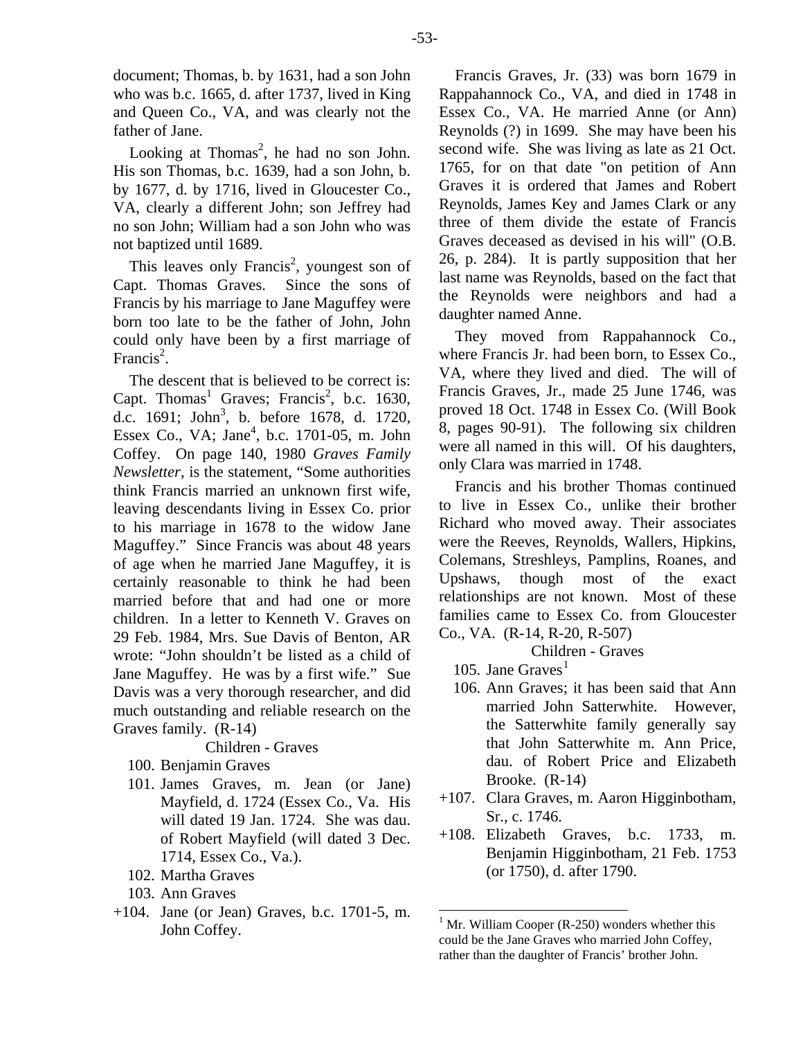document; Thomas, b. by 1631, had a son John who was b.c. 1665, d. after 1737, lived in King and Queen Co., VA, and was clearly not the father of Jane.

Looking at Thomas[2], he had no son John. His son Thomas, b.c. 1639, had a son John, b. by 1677, d. by 1716, lived in Gloucester Co., VA, clearly a different John; son Jeffrey had no son John; William had a son John who was not baptized until 1689.

This leaves only Francis[2], youngest son of Capt. Thomas Graves. Since the sons of Francis by his marriage to Jane Maguffey were born too late to be the father of John, John could only have been by a first marriage of Francis[2].

The descent that is believed to be correct is: Capt. Thomas[1] Graves; Francis[2], b.c. 1630, d.c. 1691; John[3], b. before 1678, d. 1720, Essex Co., VA; Jane[4], b.c. 1701-05, m. John Coffey. On page 140, 1980 *Graves Family Newsletter*, is the statement, "Some authorities think Francis married an unknown first wife, leaving descendants living in Essex Co. prior to his marriage in 1678 to the widow Jane Maguffey." Since Francis was about 48 years of age when he married Jane Maguffey, it is certainly reasonable to think he had been married before that and had one or more children. In a letter to Kenneth V. Graves on 29 Feb. 1984, Mrs. Sue Davis of Benton, AR wrote: "John shouldn't be listed as a child of Jane Maguffey. He was by a first wife." Sue Davis was a very thorough researcher, and did much outstanding and reliable research on the Graves family. (R-14)

Children - Graves

- 100. Benjamin Graves
- 101. James Graves, m. Jean (or Jane) Mayfield, d. 1724 (Essex Co., Va. His will dated 19 Jan. 1724. She was dau. of Robert Mayfield (will dated 3 Dec. 1714, Essex Co., Va.).
- 102. Martha Graves
- 103. Ann Graves
- +104. Jane (or Jean) Graves, b.c. 1701-5, m. John Coffey.

Francis Graves, Jr. (33) was born 1679 in Rappahannock Co., VA, and died in 1748 in Essex Co., VA. He married Anne (or Ann) Reynolds (?) in 1699. She may have been his second wife. She was living as late as 21 Oct. 1765, for on that date "on petition of Ann Graves it is ordered that James and Robert Reynolds, James Key and James Clark or any three of them divide the estate of Francis Graves deceased as devised in his will" (O.B. 26, p. 284). It is partly supposition that her last name was Reynolds, based on the fact that the Reynolds were neighbors and had a daughter named Anne.

They moved from Rappahannock Co., where Francis Jr. had been born, to Essex Co., VA, where they lived and died. The will of Francis Graves, Jr., made 25 June 1746, was proved 18 Oct. 1748 in Essex Co. (Will Book 8, pages 90-91). The following six children were all named in this will. Of his daughters, only Clara was married in 1748.

Francis and his brother Thomas continued to live in Essex Co., unlike their brother Richard who moved away. Their associates were the Reeves, Reynolds, Wallers, Hipkins, Colemans, Streshleys, Pamplins, Roanes, and Upshaws, though most of the exact relationships are not known. Most of these families came to Essex Co. from Gloucester Co., VA. (R-14, R-20, R-507)

Children - Graves

- 105. Jane Graves[1]
- 106. Ann Graves; it has been said that Ann married John Satterwhite. However, the Satterwhite family generally say that John Satterwhite m. Ann Price, dau. of Robert Price and Elizabeth Brooke. (R-14)
- +107. Clara Graves, m. Aaron Higginbotham, Sr., c. 1746.
- +108. Elizabeth Graves, b.c. 1733, m. Benjamin Higginbotham, 21 Feb. 1753 (or 1750), d. after 1790.

[1] Mr. William Cooper (R-250) wonders whether this could be the Jane Graves who married John Coffey, rather than the daughter of Francis' brother John.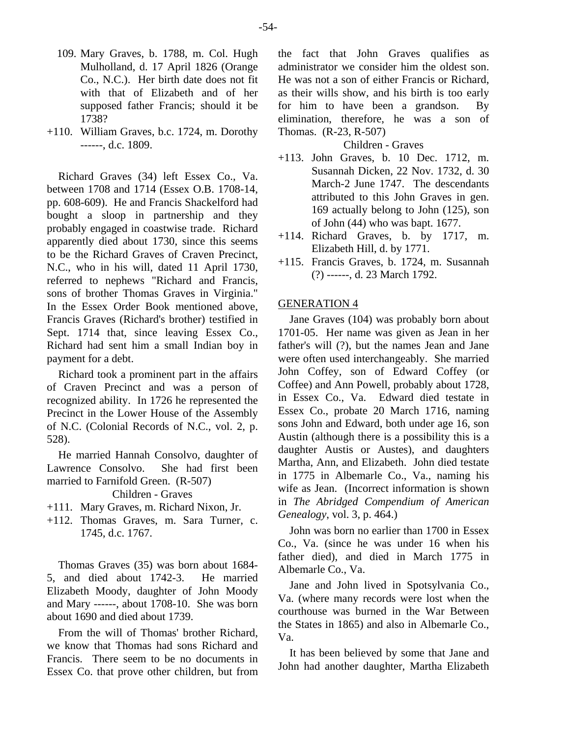109. Mary Graves, b. 1788, m. Col. Hugh Mulholland, d. 17 April 1826 (Orange Co., N.C.). Her birth date does not fit with that of Elizabeth and of her supposed father Francis; should it be 1738?

+110. William Graves, b.c. 1724, m. Dorothy ------, d.c. 1809.

Richard Graves (34) left Essex Co., Va. between 1708 and 1714 (Essex O.B. 1708-14, pp. 608-609). He and Francis Shackelford had bought a sloop in partnership and they probably engaged in coastwise trade. Richard apparently died about 1730, since this seems to be the Richard Graves of Craven Precinct, N.C., who in his will, dated 11 April 1730, referred to nephews "Richard and Francis, sons of brother Thomas Graves in Virginia." In the Essex Order Book mentioned above, Francis Graves (Richard's brother) testified in Sept. 1714 that, since leaving Essex Co., Richard had sent him a small Indian boy in payment for a debt.

Richard took a prominent part in the affairs of Craven Precinct and was a person of recognized ability. In 1726 he represented the Precinct in the Lower House of the Assembly of N.C. (Colonial Records of N.C., vol. 2, p. 528).

He married Hannah Consolvo, daughter of Lawrence Consolvo. She had first been married to Farnifold Green. (R-507)

Children - Graves

+111. Mary Graves, m. Richard Nixon, Jr.

+112. Thomas Graves, m. Sara Turner, c. 1745, d.c. 1767.

Thomas Graves (35) was born about 1684-5, and died about 1742-3. He married Elizabeth Moody, daughter of John Moody and Mary ------, about 1708-10. She was born about 1690 and died about 1739.

From the will of Thomas' brother Richard, we know that Thomas had sons Richard and Francis. There seem to be no documents in Essex Co. that prove other children, but from the fact that John Graves qualifies as administrator we consider him the oldest son. He was not a son of either Francis or Richard, as their wills show, and his birth is too early for him to have been a grandson. By elimination, therefore, he was a son of Thomas. (R-23, R-507)

Children - Graves

+113. John Graves, b. 10 Dec. 1712, m. Susannah Dicken, 22 Nov. 1732, d. 30 March-2 June 1747. The descendants attributed to this John Graves in gen. 169 actually belong to John (125), son of John (44) who was bapt. 1677.

+114. Richard Graves, b. by 1717, m. Elizabeth Hill, d. by 1771.

+115. Francis Graves, b. 1724, m. Susannah (?) ------, d. 23 March 1792.

## GENERATION 4

Jane Graves (104) was probably born about 1701-05. Her name was given as Jean in her father's will (?), but the names Jean and Jane were often used interchangeably. She married John Coffey, son of Edward Coffey (or Coffee) and Ann Powell, probably about 1728, in Essex Co., Va. Edward died testate in Essex Co., probate 20 March 1716, naming sons John and Edward, both under age 16, son Austin (although there is a possibility this is a daughter Austis or Austes), and daughters Martha, Ann, and Elizabeth. John died testate in 1775 in Albemarle Co., Va., naming his wife as Jean. (Incorrect information is shown in *The Abridged Compendium of American Genealogy*, vol. 3, p. 464.)

John was born no earlier than 1700 in Essex Co., Va. (since he was under 16 when his father died), and died in March 1775 in Albemarle Co., Va.

Jane and John lived in Spotsylvania Co., Va. (where many records were lost when the courthouse was burned in the War Between the States in 1865) and also in Albemarle Co., Va.

It has been believed by some that Jane and John had another daughter, Martha Elizabeth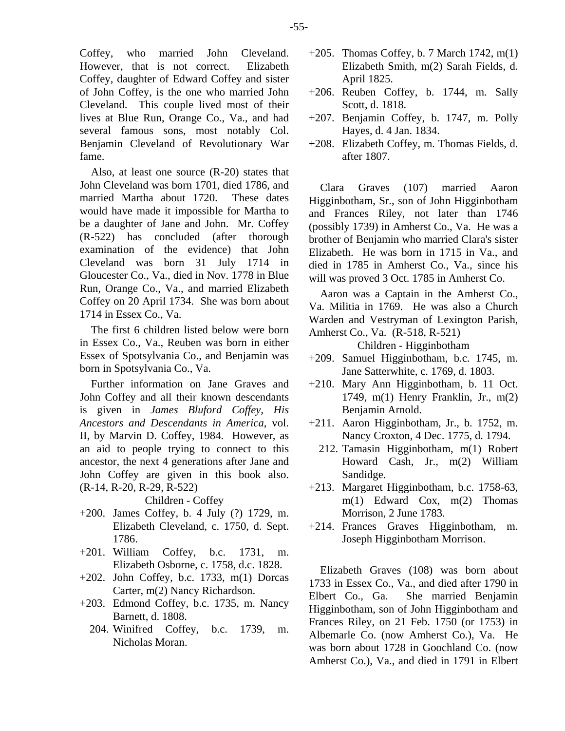Coffey, who married John Cleveland. However, that is not correct. Elizabeth Coffey, daughter of Edward Coffey and sister of John Coffey, is the one who married John Cleveland. This couple lived most of their lives at Blue Run, Orange Co., Va., and had several famous sons, most notably Col. Benjamin Cleveland of Revolutionary War fame.

Also, at least one source (R-20) states that John Cleveland was born 1701, died 1786, and married Martha about 1720. These dates would have made it impossible for Martha to be a daughter of Jane and John. Mr. Coffey (R-522) has concluded (after thorough examination of the evidence) that John Cleveland was born 31 July 1714 in Gloucester Co., Va., died in Nov. 1778 in Blue Run, Orange Co., Va., and married Elizabeth Coffey on 20 April 1734. She was born about 1714 in Essex Co., Va.

The first 6 children listed below were born in Essex Co., Va., Reuben was born in either Essex of Spotsylvania Co., and Benjamin was born in Spotsylvania Co., Va.

Further information on Jane Graves and John Coffey and all their known descendants is given in *James Bluford Coffey, His Ancestors and Descendants in America*, vol. II, by Marvin D. Coffey, 1984. However, as an aid to people trying to connect to this ancestor, the next 4 generations after Jane and John Coffey are given in this book also. (R-14, R-20, R-29, R-522)

Children - Coffey

- +200. James Coffey, b. 4 July (?) 1729, m. Elizabeth Cleveland, c. 1750, d. Sept. 1786.
- +201. William Coffey, b.c. 1731, m. Elizabeth Osborne, c. 1758, d.c. 1828.
- +202. John Coffey, b.c. 1733, m(1) Dorcas Carter, m(2) Nancy Richardson.
- +203. Edmond Coffey, b.c. 1735, m. Nancy Barnett, d. 1808.
- 204. Winifred Coffey, b.c. 1739, m. Nicholas Moran.
- +205. Thomas Coffey, b. 7 March 1742, m(1) Elizabeth Smith, m(2) Sarah Fields, d. April 1825.
- +206. Reuben Coffey, b. 1744, m. Sally Scott, d. 1818.
- +207. Benjamin Coffey, b. 1747, m. Polly Hayes, d. 4 Jan. 1834.
- +208. Elizabeth Coffey, m. Thomas Fields, d. after 1807.

Clara Graves (107) married Aaron Higginbotham, Sr., son of John Higginbotham and Frances Riley, not later than 1746 (possibly 1739) in Amherst Co., Va. He was a brother of Benjamin who married Clara's sister Elizabeth. He was born in 1715 in Va., and died in 1785 in Amherst Co., Va., since his will was proved 3 Oct. 1785 in Amherst Co.

Aaron was a Captain in the Amherst Co., Va. Militia in 1769. He was also a Church Warden and Vestryman of Lexington Parish, Amherst Co., Va. (R-518, R-521)

Children - Higginbotham

- +209. Samuel Higginbotham, b.c. 1745, m. Jane Satterwhite, c. 1769, d. 1803.
- +210. Mary Ann Higginbotham, b. 11 Oct. 1749, m(1) Henry Franklin, Jr., m(2) Benjamin Arnold.
- +211. Aaron Higginbotham, Jr., b. 1752, m. Nancy Croxton, 4 Dec. 1775, d. 1794.
- 212. Tamasin Higginbotham, m(1) Robert Howard Cash, Jr., m(2) William Sandidge.
- +213. Margaret Higginbotham, b.c. 1758-63, m(1) Edward Cox, m(2) Thomas Morrison, 2 June 1783.
- +214. Frances Graves Higginbotham, m. Joseph Higginbotham Morrison.

Elizabeth Graves (108) was born about 1733 in Essex Co., Va., and died after 1790 in Elbert Co., Ga. She married Benjamin Higginbotham, son of John Higginbotham and Frances Riley, on 21 Feb. 1750 (or 1753) in Albemarle Co. (now Amherst Co.), Va. He was born about 1728 in Goochland Co. (now Amherst Co.), Va., and died in 1791 in Elbert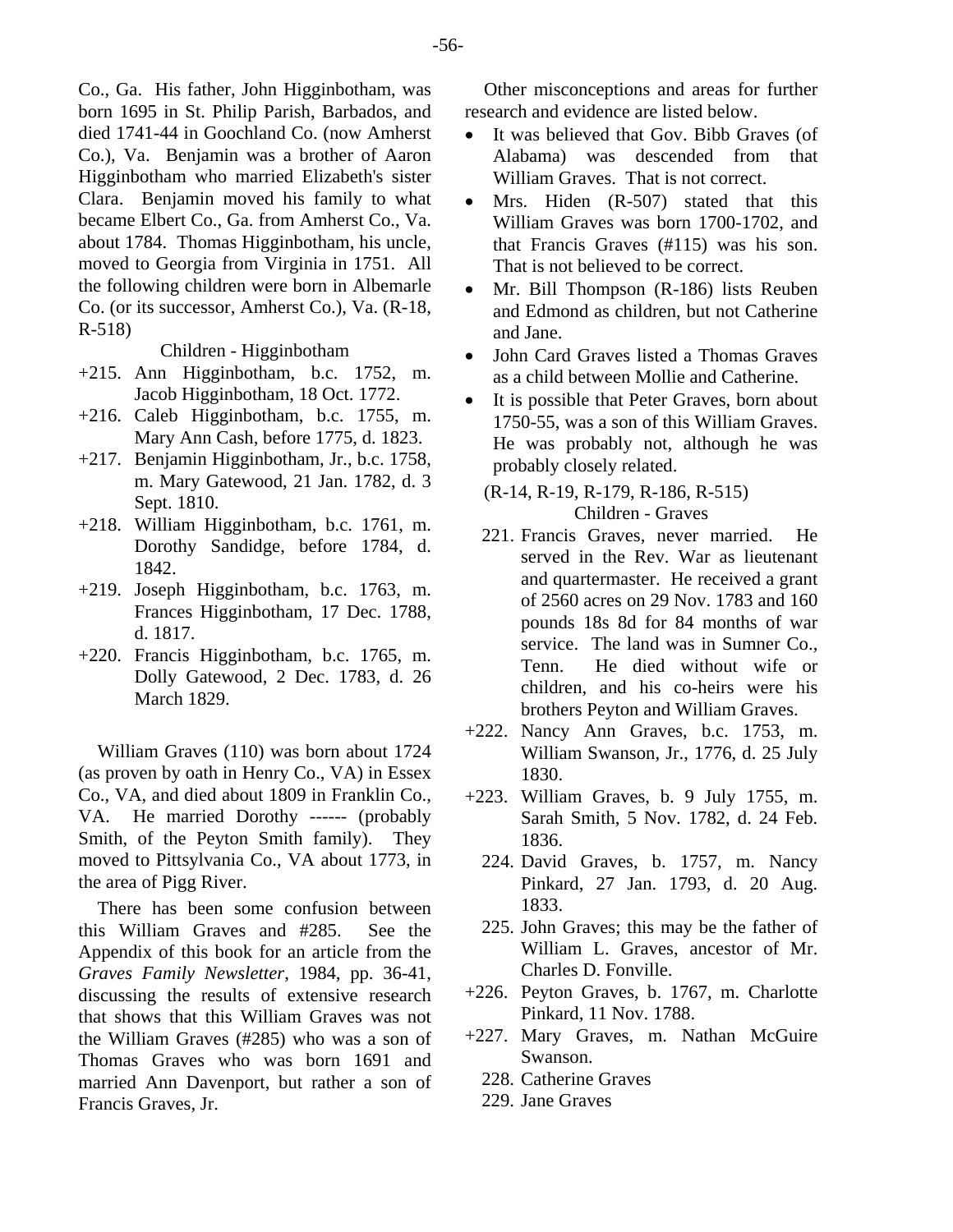Co., Ga. His father, John Higginbotham, was born 1695 in St. Philip Parish, Barbados, and died 1741-44 in Goochland Co. (now Amherst Co.), Va. Benjamin was a brother of Aaron Higginbotham who married Elizabeth's sister Clara. Benjamin moved his family to what became Elbert Co., Ga. from Amherst Co., Va. about 1784. Thomas Higginbotham, his uncle, moved to Georgia from Virginia in 1751. All the following children were born in Albemarle Co. (or its successor, Amherst Co.), Va. (R-18, R-518)

Children - Higginbotham

+215. Ann Higginbotham, b.c. 1752, m. Jacob Higginbotham, 18 Oct. 1772.
+216. Caleb Higginbotham, b.c. 1755, m. Mary Ann Cash, before 1775, d. 1823.
+217. Benjamin Higginbotham, Jr., b.c. 1758, m. Mary Gatewood, 21 Jan. 1782, d. 3 Sept. 1810.
+218. William Higginbotham, b.c. 1761, m. Dorothy Sandidge, before 1784, d. 1842.
+219. Joseph Higginbotham, b.c. 1763, m. Frances Higginbotham, 17 Dec. 1788, d. 1817.
+220. Francis Higginbotham, b.c. 1765, m. Dolly Gatewood, 2 Dec. 1783, d. 26 March 1829.

William Graves (110) was born about 1724 (as proven by oath in Henry Co., VA) in Essex Co., VA, and died about 1809 in Franklin Co., VA. He married Dorothy ------ (probably Smith, of the Peyton Smith family). They moved to Pittsylvania Co., VA about 1773, in the area of Pigg River.

There has been some confusion between this William Graves and #285. See the Appendix of this book for an article from the *Graves Family Newsletter*, 1984, pp. 36-41, discussing the results of extensive research that shows that this William Graves was not the William Graves (#285) who was a son of Thomas Graves who was born 1691 and married Ann Davenport, but rather a son of Francis Graves, Jr.

Other misconceptions and areas for further research and evidence are listed below.

- It was believed that Gov. Bibb Graves (of Alabama) was descended from that William Graves. That is not correct.
- Mrs. Hiden (R-507) stated that this William Graves was born 1700-1702, and that Francis Graves (#115) was his son. That is not believed to be correct.
- Mr. Bill Thompson (R-186) lists Reuben and Edmond as children, but not Catherine and Jane.
- John Card Graves listed a Thomas Graves as a child between Mollie and Catherine.
- It is possible that Peter Graves, born about 1750-55, was a son of this William Graves. He was probably not, although he was probably closely related.

(R-14, R-19, R-179, R-186, R-515)

Children - Graves

221. Francis Graves, never married. He served in the Rev. War as lieutenant and quartermaster. He received a grant of 2560 acres on 29 Nov. 1783 and 160 pounds 18s 8d for 84 months of war service. The land was in Sumner Co., Tenn. He died without wife or children, and his co-heirs were his brothers Peyton and William Graves.
+222. Nancy Ann Graves, b.c. 1753, m. William Swanson, Jr., 1776, d. 25 July 1830.
+223. William Graves, b. 9 July 1755, m. Sarah Smith, 5 Nov. 1782, d. 24 Feb. 1836.
224. David Graves, b. 1757, m. Nancy Pinkard, 27 Jan. 1793, d. 20 Aug. 1833.
225. John Graves; this may be the father of William L. Graves, ancestor of Mr. Charles D. Fonville.
+226. Peyton Graves, b. 1767, m. Charlotte Pinkard, 11 Nov. 1788.
+227. Mary Graves, m. Nathan McGuire Swanson.
228. Catherine Graves
229. Jane Graves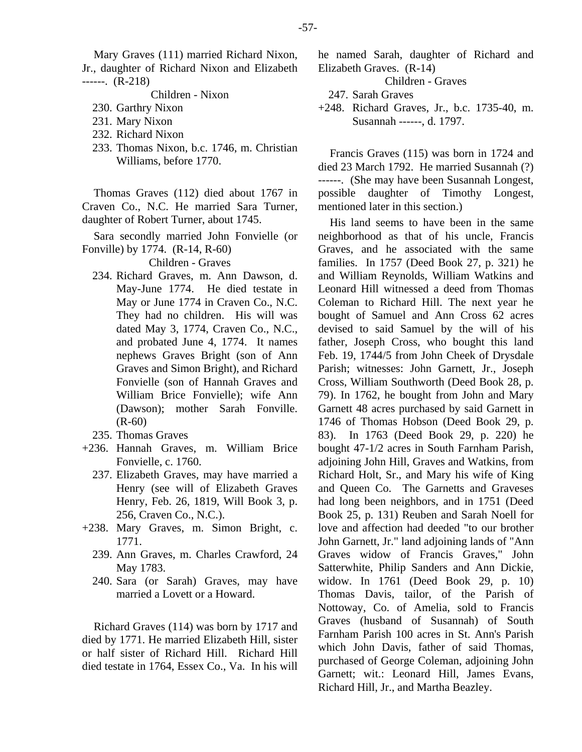Mary Graves (111) married Richard Nixon, Jr., daughter of Richard Nixon and Elizabeth ------. (R-218)

Children - Nixon

230. Garthry Nixon
231. Mary Nixon
232. Richard Nixon
233. Thomas Nixon, b.c. 1746, m. Christian Williams, before 1770.

Thomas Graves (112) died about 1767 in Craven Co., N.C. He married Sara Turner, daughter of Robert Turner, about 1745.

Sara secondly married John Fonvielle (or Fonville) by 1774. (R-14, R-60)

Children - Graves

234. Richard Graves, m. Ann Dawson, d. May-June 1774. He died testate in May or June 1774 in Craven Co., N.C. They had no children. His will was dated May 3, 1774, Craven Co., N.C., and probated June 4, 1774. It names nephews Graves Bright (son of Ann Graves and Simon Bright), and Richard Fonvielle (son of Hannah Graves and William Brice Fonvielle); wife Ann (Dawson); mother Sarah Fonville. (R-60)
235. Thomas Graves
+236. Hannah Graves, m. William Brice Fonvielle, c. 1760.
237. Elizabeth Graves, may have married a Henry (see will of Elizabeth Graves Henry, Feb. 26, 1819, Will Book 3, p. 256, Craven Co., N.C.).
+238. Mary Graves, m. Simon Bright, c. 1771.
239. Ann Graves, m. Charles Crawford, 24 May 1783.
240. Sara (or Sarah) Graves, may have married a Lovett or a Howard.

Richard Graves (114) was born by 1717 and died by 1771. He married Elizabeth Hill, sister or half sister of Richard Hill. Richard Hill died testate in 1764, Essex Co., Va. In his will he named Sarah, daughter of Richard and Elizabeth Graves. (R-14)

Children - Graves

247. Sarah Graves
+248. Richard Graves, Jr., b.c. 1735-40, m. Susannah ------, d. 1797.

Francis Graves (115) was born in 1724 and died 23 March 1792. He married Susannah (?) ------. (She may have been Susannah Longest, possible daughter of Timothy Longest, mentioned later in this section.)

His land seems to have been in the same neighborhood as that of his uncle, Francis Graves, and he associated with the same families. In 1757 (Deed Book 27, p. 321) he and William Reynolds, William Watkins and Leonard Hill witnessed a deed from Thomas Coleman to Richard Hill. The next year he bought of Samuel and Ann Cross 62 acres devised to said Samuel by the will of his father, Joseph Cross, who bought this land Feb. 19, 1744/5 from John Cheek of Drysdale Parish; witnesses: John Garnett, Jr., Joseph Cross, William Southworth (Deed Book 28, p. 79). In 1762, he bought from John and Mary Garnett 48 acres purchased by said Garnett in 1746 of Thomas Hobson (Deed Book 29, p. 83). In 1763 (Deed Book 29, p. 220) he bought 47-1/2 acres in South Farnham Parish, adjoining John Hill, Graves and Watkins, from Richard Holt, Sr., and Mary his wife of King and Queen Co. The Garnetts and Graveses had long been neighbors, and in 1751 (Deed Book 25, p. 131) Reuben and Sarah Noell for love and affection had deeded "to our brother John Garnett, Jr." land adjoining lands of "Ann Graves widow of Francis Graves," John Satterwhite, Philip Sanders and Ann Dickie, widow. In 1761 (Deed Book 29, p. 10) Thomas Davis, tailor, of the Parish of Nottoway, Co. of Amelia, sold to Francis Graves (husband of Susannah) of South Farnham Parish 100 acres in St. Ann's Parish which John Davis, father of said Thomas, purchased of George Coleman, adjoining John Garnett; wit.: Leonard Hill, James Evans, Richard Hill, Jr., and Martha Beazley.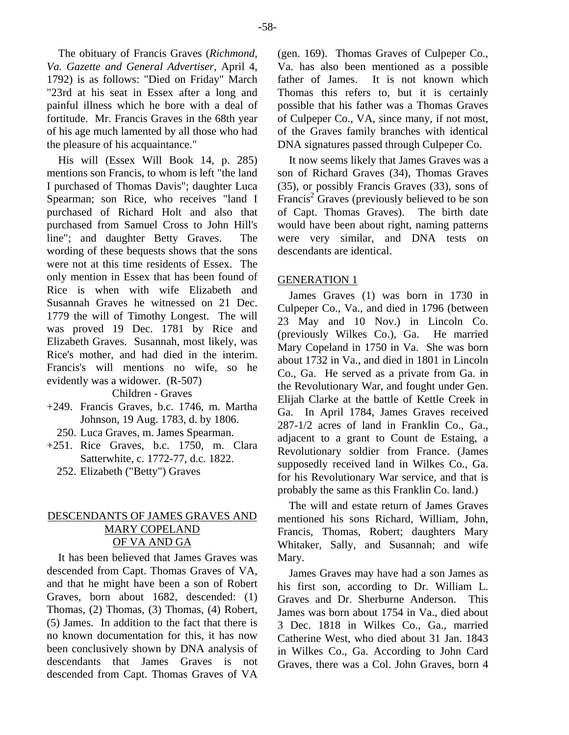The obituary of Francis Graves (*Richmond, Va. Gazette and General Advertiser*, April 4, 1792) is as follows: "Died on Friday" March "23rd at his seat in Essex after a long and painful illness which he bore with a deal of fortitude. Mr. Francis Graves in the 68th year of his age much lamented by all those who had the pleasure of his acquaintance."

His will (Essex Will Book 14, p. 285) mentions son Francis, to whom is left "the land I purchased of Thomas Davis"; daughter Luca Spearman; son Rice, who receives "land I purchased of Richard Holt and also that purchased from Samuel Cross to John Hill's line"; and daughter Betty Graves. The wording of these bequests shows that the sons were not at this time residents of Essex. The only mention in Essex that has been found of Rice is when with wife Elizabeth and Susannah Graves he witnessed on 21 Dec. 1779 the will of Timothy Longest. The will was proved 19 Dec. 1781 by Rice and Elizabeth Graves. Susannah, most likely, was Rice's mother, and had died in the interim. Francis's will mentions no wife, so he evidently was a widower. (R-507)

Children - Graves

- +249. Francis Graves, b.c. 1746, m. Martha Johnson, 19 Aug. 1783, d. by 1806.
- 250. Luca Graves, m. James Spearman.
- +251. Rice Graves, b.c. 1750, m. Clara Satterwhite, c. 1772-77, d.c. 1822.
- 252. Elizabeth ("Betty") Graves

## DESCENDANTS OF JAMES GRAVES AND MARY COPELAND OF VA AND GA

It has been believed that James Graves was descended from Capt. Thomas Graves of VA, and that he might have been a son of Robert Graves, born about 1682, descended: (1) Thomas, (2) Thomas, (3) Thomas, (4) Robert, (5) James. In addition to the fact that there is no known documentation for this, it has now been conclusively shown by DNA analysis of descendants that James Graves is not descended from Capt. Thomas Graves of VA (gen. 169). Thomas Graves of Culpeper Co., Va. has also been mentioned as a possible father of James. It is not known which Thomas this refers to, but it is certainly possible that his father was a Thomas Graves of Culpeper Co., VA, since many, if not most, of the Graves family branches with identical DNA signatures passed through Culpeper Co.

It now seems likely that James Graves was a son of Richard Graves (34), Thomas Graves (35), or possibly Francis Graves (33), sons of Francis[2] Graves (previously believed to be son of Capt. Thomas Graves). The birth date would have been about right, naming patterns were very similar, and DNA tests on descendants are identical.

### GENERATION 1

James Graves (1) was born in 1730 in Culpeper Co., Va., and died in 1796 (between 23 May and 10 Nov.) in Lincoln Co. (previously Wilkes Co.), Ga. He married Mary Copeland in 1750 in Va. She was born about 1732 in Va., and died in 1801 in Lincoln Co., Ga. He served as a private from Ga. in the Revolutionary War, and fought under Gen. Elijah Clarke at the battle of Kettle Creek in Ga. In April 1784, James Graves received 287-1/2 acres of land in Franklin Co., Ga., adjacent to a grant to Count de Estaing, a Revolutionary soldier from France. (James supposedly received land in Wilkes Co., Ga. for his Revolutionary War service, and that is probably the same as this Franklin Co. land.)

The will and estate return of James Graves mentioned his sons Richard, William, John, Francis, Thomas, Robert; daughters Mary Whitaker, Sally, and Susannah; and wife Mary.

James Graves may have had a son James as his first son, according to Dr. William L. Graves and Dr. Sherburne Anderson. This James was born about 1754 in Va., died about 3 Dec. 1818 in Wilkes Co., Ga., married Catherine West, who died about 31 Jan. 1843 in Wilkes Co., Ga. According to John Card Graves, there was a Col. John Graves, born 4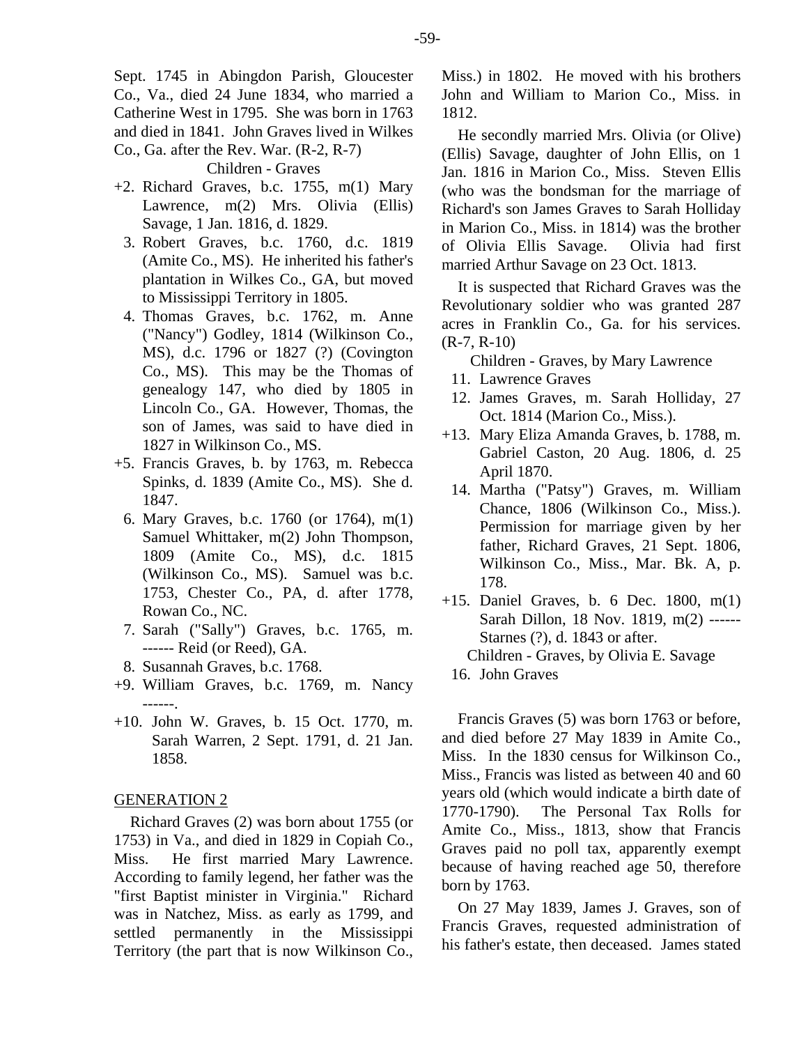Sept. 1745 in Abingdon Parish, Gloucester Co., Va., died 24 June 1834, who married a Catherine West in 1795. She was born in 1763 and died in 1841. John Graves lived in Wilkes Co., Ga. after the Rev. War. (R-2, R-7)

Children - Graves

- +2. Richard Graves, b.c. 1755, m(1) Mary Lawrence, m(2) Mrs. Olivia (Ellis) Savage, 1 Jan. 1816, d. 1829.
- 3. Robert Graves, b.c. 1760, d.c. 1819 (Amite Co., MS). He inherited his father's plantation in Wilkes Co., GA, but moved to Mississippi Territory in 1805.
- 4. Thomas Graves, b.c. 1762, m. Anne ("Nancy") Godley, 1814 (Wilkinson Co., MS), d.c. 1796 or 1827 (?) (Covington Co., MS). This may be the Thomas of genealogy 147, who died by 1805 in Lincoln Co., GA. However, Thomas, the son of James, was said to have died in 1827 in Wilkinson Co., MS.
- +5. Francis Graves, b. by 1763, m. Rebecca Spinks, d. 1839 (Amite Co., MS). She d. 1847.
- 6. Mary Graves, b.c. 1760 (or 1764), m(1) Samuel Whittaker, m(2) John Thompson, 1809 (Amite Co., MS), d.c. 1815 (Wilkinson Co., MS). Samuel was b.c. 1753, Chester Co., PA, d. after 1778, Rowan Co., NC.
- 7. Sarah ("Sally") Graves, b.c. 1765, m. ------ Reid (or Reed), GA.
- 8. Susannah Graves, b.c. 1768.
- +9. William Graves, b.c. 1769, m. Nancy ------.
- +10. John W. Graves, b. 15 Oct. 1770, m. Sarah Warren, 2 Sept. 1791, d. 21 Jan. 1858.

## GENERATION 2

Richard Graves (2) was born about 1755 (or 1753) in Va., and died in 1829 in Copiah Co., Miss. He first married Mary Lawrence. According to family legend, her father was the "first Baptist minister in Virginia." Richard was in Natchez, Miss. as early as 1799, and settled permanently in the Mississippi Territory (the part that is now Wilkinson Co., Miss.) in 1802. He moved with his brothers John and William to Marion Co., Miss. in 1812.

He secondly married Mrs. Olivia (or Olive) (Ellis) Savage, daughter of John Ellis, on 1 Jan. 1816 in Marion Co., Miss. Steven Ellis (who was the bondsman for the marriage of Richard's son James Graves to Sarah Holliday in Marion Co., Miss. in 1814) was the brother of Olivia Ellis Savage. Olivia had first married Arthur Savage on 23 Oct. 1813.

It is suspected that Richard Graves was the Revolutionary soldier who was granted 287 acres in Franklin Co., Ga. for his services. (R-7, R-10)

Children - Graves, by Mary Lawrence

- 11. Lawrence Graves
- 12. James Graves, m. Sarah Holliday, 27 Oct. 1814 (Marion Co., Miss.).
- +13. Mary Eliza Amanda Graves, b. 1788, m. Gabriel Caston, 20 Aug. 1806, d. 25 April 1870.
- 14. Martha ("Patsy") Graves, m. William Chance, 1806 (Wilkinson Co., Miss.). Permission for marriage given by her father, Richard Graves, 21 Sept. 1806, Wilkinson Co., Miss., Mar. Bk. A, p. 178.
- +15. Daniel Graves, b. 6 Dec. 1800, m(1) Sarah Dillon, 18 Nov. 1819, m(2) ------ Starnes (?), d. 1843 or after.

Children - Graves, by Olivia E. Savage

- 16. John Graves

Francis Graves (5) was born 1763 or before, and died before 27 May 1839 in Amite Co., Miss. In the 1830 census for Wilkinson Co., Miss., Francis was listed as between 40 and 60 years old (which would indicate a birth date of 1770-1790). The Personal Tax Rolls for Amite Co., Miss., 1813, show that Francis Graves paid no poll tax, apparently exempt because of having reached age 50, therefore born by 1763.

On 27 May 1839, James J. Graves, son of Francis Graves, requested administration of his father's estate, then deceased. James stated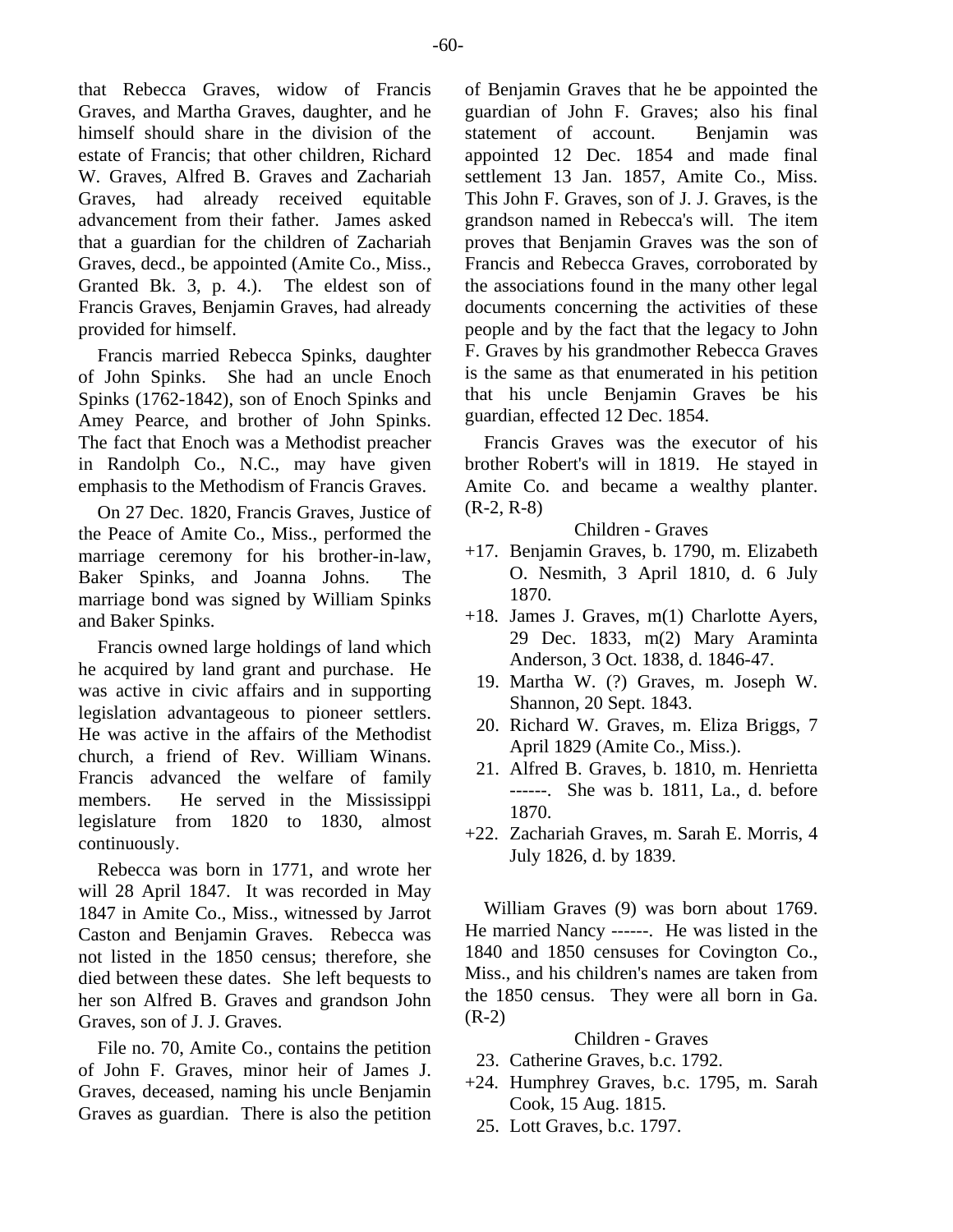that Rebecca Graves, widow of Francis Graves, and Martha Graves, daughter, and he himself should share in the division of the estate of Francis; that other children, Richard W. Graves, Alfred B. Graves and Zachariah Graves, had already received equitable advancement from their father. James asked that a guardian for the children of Zachariah Graves, decd., be appointed (Amite Co., Miss., Granted Bk. 3, p. 4.). The eldest son of Francis Graves, Benjamin Graves, had already provided for himself.

Francis married Rebecca Spinks, daughter of John Spinks. She had an uncle Enoch Spinks (1762-1842), son of Enoch Spinks and Amey Pearce, and brother of John Spinks. The fact that Enoch was a Methodist preacher in Randolph Co., N.C., may have given emphasis to the Methodism of Francis Graves.

On 27 Dec. 1820, Francis Graves, Justice of the Peace of Amite Co., Miss., performed the marriage ceremony for his brother-in-law, Baker Spinks, and Joanna Johns. The marriage bond was signed by William Spinks and Baker Spinks.

Francis owned large holdings of land which he acquired by land grant and purchase. He was active in civic affairs and in supporting legislation advantageous to pioneer settlers. He was active in the affairs of the Methodist church, a friend of Rev. William Winans. Francis advanced the welfare of family members. He served in the Mississippi legislature from 1820 to 1830, almost continuously.

Rebecca was born in 1771, and wrote her will 28 April 1847. It was recorded in May 1847 in Amite Co., Miss., witnessed by Jarrot Caston and Benjamin Graves. Rebecca was not listed in the 1850 census; therefore, she died between these dates. She left bequests to her son Alfred B. Graves and grandson John Graves, son of J. J. Graves.

File no. 70, Amite Co., contains the petition of John F. Graves, minor heir of James J. Graves, deceased, naming his uncle Benjamin Graves as guardian. There is also the petition of Benjamin Graves that he be appointed the guardian of John F. Graves; also his final statement of account. Benjamin was appointed 12 Dec. 1854 and made final settlement 13 Jan. 1857, Amite Co., Miss. This John F. Graves, son of J. J. Graves, is the grandson named in Rebecca's will. The item proves that Benjamin Graves was the son of Francis and Rebecca Graves, corroborated by the associations found in the many other legal documents concerning the activities of these people and by the fact that the legacy to John F. Graves by his grandmother Rebecca Graves is the same as that enumerated in his petition that his uncle Benjamin Graves be his guardian, effected 12 Dec. 1854.

Francis Graves was the executor of his brother Robert's will in 1819. He stayed in Amite Co. and became a wealthy planter. (R-2, R-8)

Children - Graves

+17. Benjamin Graves, b. 1790, m. Elizabeth O. Nesmith, 3 April 1810, d. 6 July 1870.
+18. James J. Graves, m(1) Charlotte Ayers, 29 Dec. 1833, m(2) Mary Araminta Anderson, 3 Oct. 1838, d. 1846-47.
19. Martha W. (?) Graves, m. Joseph W. Shannon, 20 Sept. 1843.
20. Richard W. Graves, m. Eliza Briggs, 7 April 1829 (Amite Co., Miss.).
21. Alfred B. Graves, b. 1810, m. Henrietta ------. She was b. 1811, La., d. before 1870.
+22. Zachariah Graves, m. Sarah E. Morris, 4 July 1826, d. by 1839.

William Graves (9) was born about 1769. He married Nancy ------. He was listed in the 1840 and 1850 censuses for Covington Co., Miss., and his children's names are taken from the 1850 census. They were all born in Ga. (R-2)

Children - Graves

23. Catherine Graves, b.c. 1792.
+24. Humphrey Graves, b.c. 1795, m. Sarah Cook, 15 Aug. 1815.
25. Lott Graves, b.c. 1797.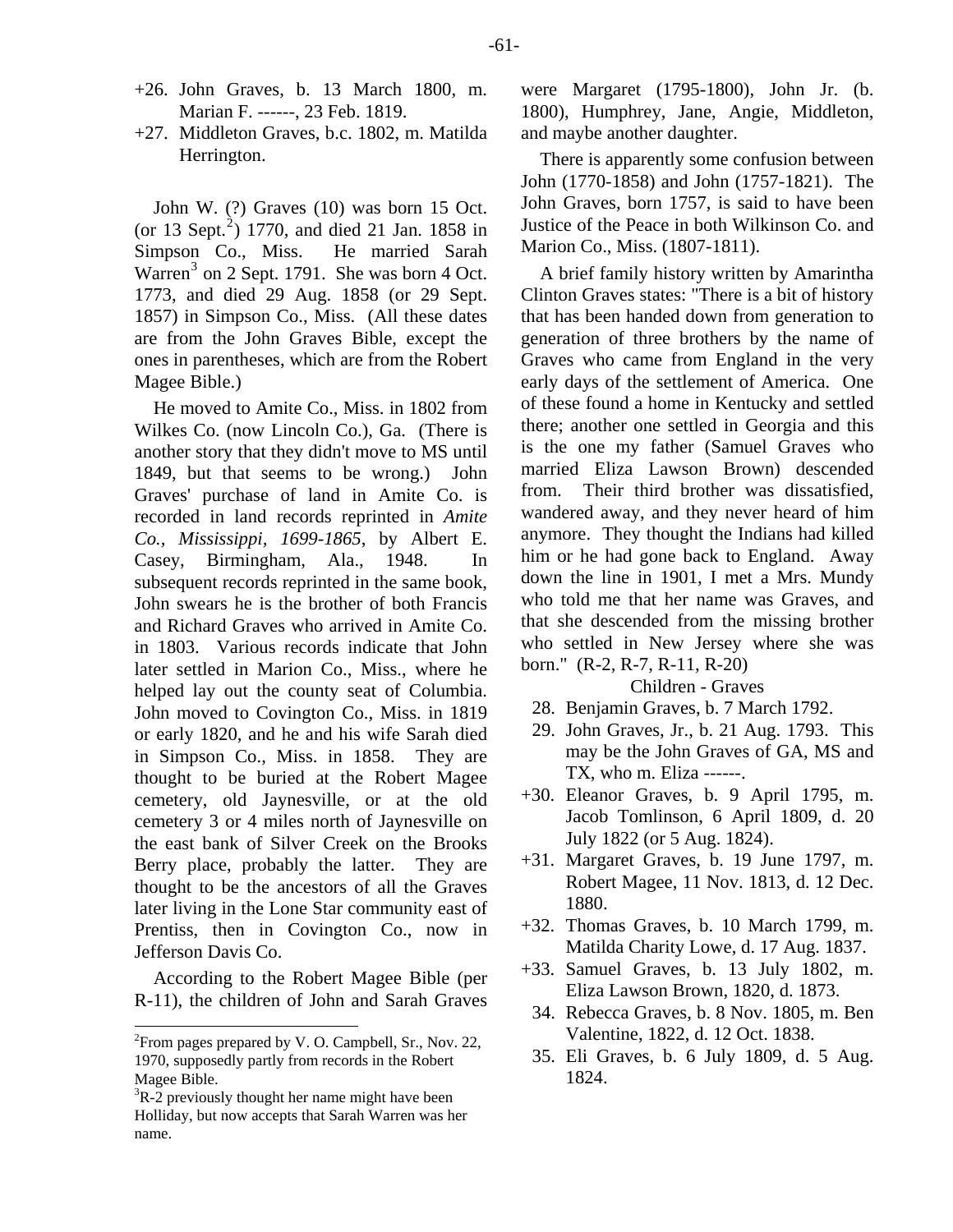+26. John Graves, b. 13 March 1800, m. Marian F. ------, 23 Feb. 1819.

+27. Middleton Graves, b.c. 1802, m. Matilda Herrington.

John W. (?) Graves (10) was born 15 Oct. (or 13 Sept.[2]) 1770, and died 21 Jan. 1858 in Simpson Co., Miss. He married Sarah Warren[3] on 2 Sept. 1791. She was born 4 Oct. 1773, and died 29 Aug. 1858 (or 29 Sept. 1857) in Simpson Co., Miss. (All these dates are from the John Graves Bible, except the ones in parentheses, which are from the Robert Magee Bible.)

He moved to Amite Co., Miss. in 1802 from Wilkes Co. (now Lincoln Co.), Ga. (There is another story that they didn't move to MS until 1849, but that seems to be wrong.) John Graves' purchase of land in Amite Co. is recorded in land records reprinted in *Amite Co., Mississippi, 1699-1865*, by Albert E. Casey, Birmingham, Ala., 1948. In subsequent records reprinted in the same book, John swears he is the brother of both Francis and Richard Graves who arrived in Amite Co. in 1803. Various records indicate that John later settled in Marion Co., Miss., where he helped lay out the county seat of Columbia. John moved to Covington Co., Miss. in 1819 or early 1820, and he and his wife Sarah died in Simpson Co., Miss. in 1858. They are thought to be buried at the Robert Magee cemetery, old Jaynesville, or at the old cemetery 3 or 4 miles north of Jaynesville on the east bank of Silver Creek on the Brooks Berry place, probably the latter. They are thought to be the ancestors of all the Graves later living in the Lone Star community east of Prentiss, then in Covington Co., now in Jefferson Davis Co.

According to the Robert Magee Bible (per R-11), the children of John and Sarah Graves were Margaret (1795-1800), John Jr. (b. 1800), Humphrey, Jane, Angie, Middleton, and maybe another daughter.

There is apparently some confusion between John (1770-1858) and John (1757-1821). The John Graves, born 1757, is said to have been Justice of the Peace in both Wilkinson Co. and Marion Co., Miss. (1807-1811).

A brief family history written by Amarintha Clinton Graves states: "There is a bit of history that has been handed down from generation to generation of three brothers by the name of Graves who came from England in the very early days of the settlement of America. One of these found a home in Kentucky and settled there; another one settled in Georgia and this is the one my father (Samuel Graves who married Eliza Lawson Brown) descended from. Their third brother was dissatisfied, wandered away, and they never heard of him anymore. They thought the Indians had killed him or he had gone back to England. Away down the line in 1901, I met a Mrs. Mundy who told me that her name was Graves, and that she descended from the missing brother who settled in New Jersey where she was born." (R-2, R-7, R-11, R-20)

Children - Graves

28. Benjamin Graves, b. 7 March 1792.

29. John Graves, Jr., b. 21 Aug. 1793. This may be the John Graves of GA, MS and TX, who m. Eliza ------.

+30. Eleanor Graves, b. 9 April 1795, m. Jacob Tomlinson, 6 April 1809, d. 20 July 1822 (or 5 Aug. 1824).

+31. Margaret Graves, b. 19 June 1797, m. Robert Magee, 11 Nov. 1813, d. 12 Dec. 1880.

+32. Thomas Graves, b. 10 March 1799, m. Matilda Charity Lowe, d. 17 Aug. 1837.

+33. Samuel Graves, b. 13 July 1802, m. Eliza Lawson Brown, 1820, d. 1873.

34. Rebecca Graves, b. 8 Nov. 1805, m. Ben Valentine, 1822, d. 12 Oct. 1838.

35. Eli Graves, b. 6 July 1809, d. 5 Aug. 1824.

---

[2] From pages prepared by V. O. Campbell, Sr., Nov. 22, 1970, supposedly partly from records in the Robert Magee Bible.

[3] R-2 previously thought her name might have been Holliday, but now accepts that Sarah Warren was her name.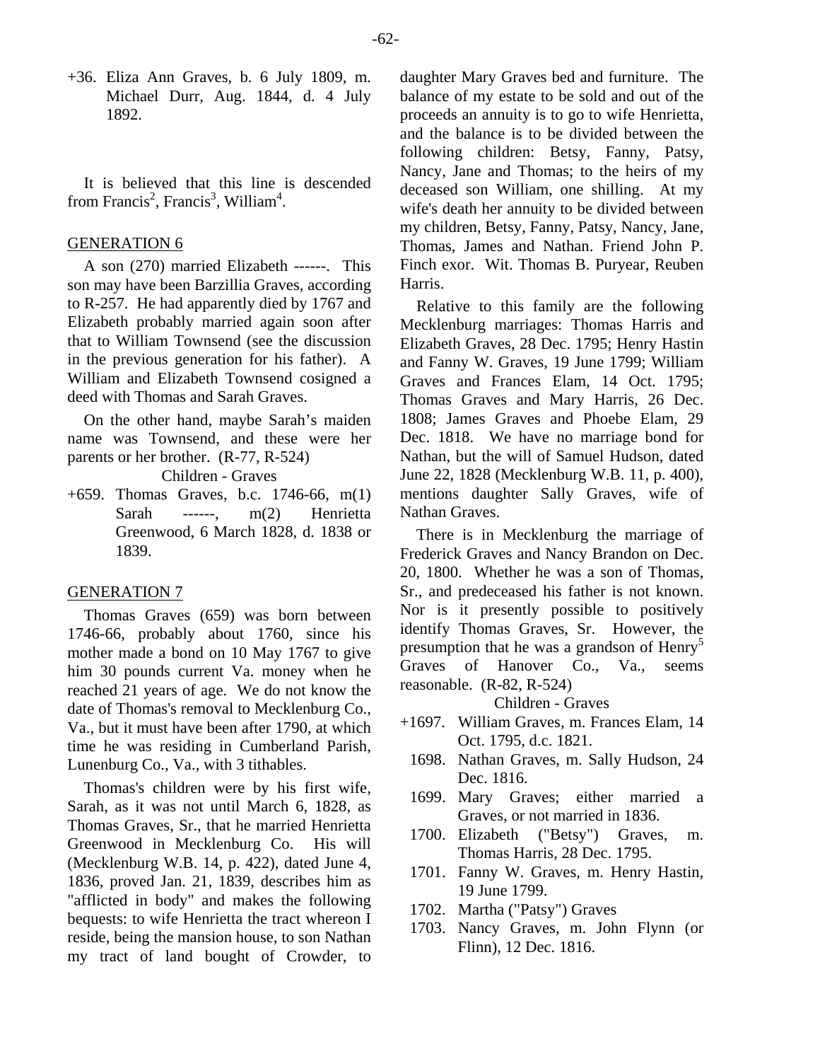+36. Eliza Ann Graves, b. 6 July 1809, m. Michael Durr, Aug. 1844, d. 4 July 1892.

It is believed that this line is descended from Francis[2], Francis[3], William[4].

## GENERATION 6

A son (270) married Elizabeth ------. This son may have been Barzillia Graves, according to R-257. He had apparently died by 1767 and Elizabeth probably married again soon after that to William Townsend (see the discussion in the previous generation for his father). A William and Elizabeth Townsend cosigned a deed with Thomas and Sarah Graves.

On the other hand, maybe Sarah's maiden name was Townsend, and these were her parents or her brother. (R-77, R-524)

Children - Graves

+659. Thomas Graves, b.c. 1746-66, m(1) Sarah ------, m(2) Henrietta Greenwood, 6 March 1828, d. 1838 or 1839.

## GENERATION 7

Thomas Graves (659) was born between 1746-66, probably about 1760, since his mother made a bond on 10 May 1767 to give him 30 pounds current Va. money when he reached 21 years of age. We do not know the date of Thomas's removal to Mecklenburg Co., Va., but it must have been after 1790, at which time he was residing in Cumberland Parish, Lunenburg Co., Va., with 3 tithables.

Thomas's children were by his first wife, Sarah, as it was not until March 6, 1828, as Thomas Graves, Sr., that he married Henrietta Greenwood in Mecklenburg Co. His will (Mecklenburg W.B. 14, p. 422), dated June 4, 1836, proved Jan. 21, 1839, describes him as "afflicted in body" and makes the following bequests: to wife Henrietta the tract whereon I reside, being the mansion house, to son Nathan my tract of land bought of Crowder, to daughter Mary Graves bed and furniture. The balance of my estate to be sold and out of the proceeds an annuity is to go to wife Henrietta, and the balance is to be divided between the following children: Betsy, Fanny, Patsy, Nancy, Jane and Thomas; to the heirs of my deceased son William, one shilling. At my wife's death her annuity to be divided between my children, Betsy, Fanny, Patsy, Nancy, Jane, Thomas, James and Nathan. Friend John P. Finch exor. Wit. Thomas B. Puryear, Reuben Harris.

Relative to this family are the following Mecklenburg marriages: Thomas Harris and Elizabeth Graves, 28 Dec. 1795; Henry Hastin and Fanny W. Graves, 19 June 1799; William Graves and Frances Elam, 14 Oct. 1795; Thomas Graves and Mary Harris, 26 Dec. 1808; James Graves and Phoebe Elam, 29 Dec. 1818. We have no marriage bond for Nathan, but the will of Samuel Hudson, dated June 22, 1828 (Mecklenburg W.B. 11, p. 400), mentions daughter Sally Graves, wife of Nathan Graves.

There is in Mecklenburg the marriage of Frederick Graves and Nancy Brandon on Dec. 20, 1800. Whether he was a son of Thomas, Sr., and predeceased his father is not known. Nor is it presently possible to positively identify Thomas Graves, Sr. However, the presumption that he was a grandson of Henry[5] Graves of Hanover Co., Va., seems reasonable. (R-82, R-524)

Children - Graves

+1697. William Graves, m. Frances Elam, 14 Oct. 1795, d.c. 1821.

1698. Nathan Graves, m. Sally Hudson, 24 Dec. 1816.

1699. Mary Graves; either married a Graves, or not married in 1836.

1700. Elizabeth ("Betsy") Graves, m. Thomas Harris, 28 Dec. 1795.

1701. Fanny W. Graves, m. Henry Hastin, 19 June 1799.

1702. Martha ("Patsy") Graves

1703. Nancy Graves, m. John Flynn (or Flinn), 12 Dec. 1816.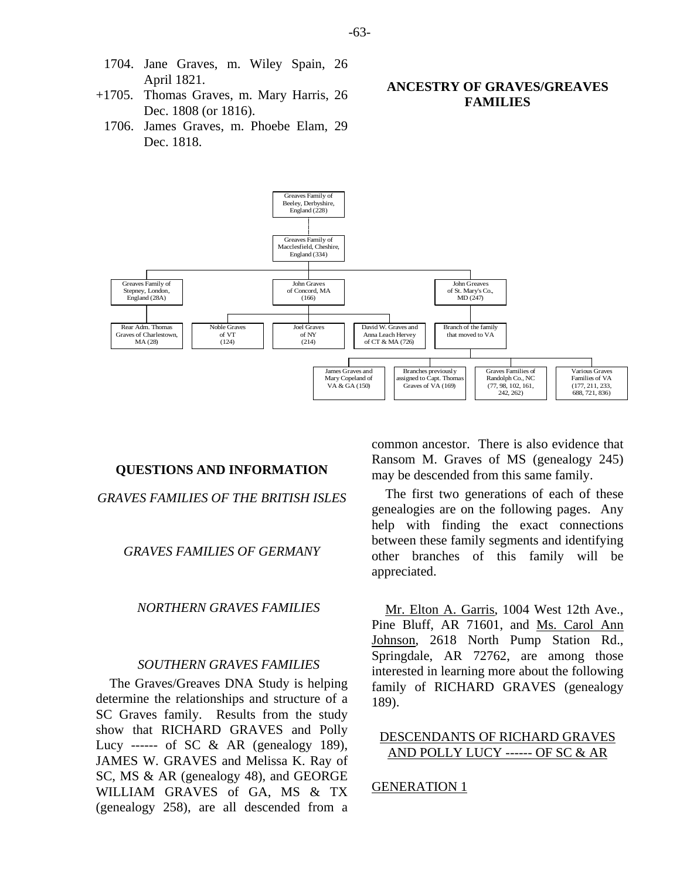1704. Jane Graves, m. Wiley Spain, 26 April 1821.

+1705. Thomas Graves, m. Mary Harris, 26 Dec. 1808 (or 1816).

1706. James Graves, m. Phoebe Elam, 29 Dec. 1818.

## ANCESTRY OF GRAVES/GREAVES FAMILIES

- Greaves Family of Beeley, Derbyshire, England (228)
  - Greaves Family of Macclesfield, Cheshire, England (334)
    - Greaves Family of Stepney, London, England (28A)
      - Rear Adm. Thomas Graves of Charlestown, MA (28)
    - John Graves of Concord, MA (166)
      - Noble Graves of VT (124)
      - Joel Graves of NY (214)
      - David W. Graves and Anna Leach Hervey of CT & MA (726)
    - John Greaves of St. Mary's Co., MD (247)
      - Branch of the family that moved to VA
        - James Graves and Mary Copeland of VA & GA (150)
        - Branches previously assigned to Capt. Thomas Graves of VA (169)
        - Graves Families of Randolph Co., NC (77, 98, 102, 161, 242, 262)
        - Various Graves Families of VA (177, 211, 233, 688, 721, 836)

## QUESTIONS AND INFORMATION

### *GRAVES FAMILIES OF THE BRITISH ISLES*

### *GRAVES FAMILIES OF GERMANY*

### *NORTHERN GRAVES FAMILIES*

### *SOUTHERN GRAVES FAMILIES*

The Graves/Greaves DNA Study is helping determine the relationships and structure of a SC Graves family. Results from the study show that RICHARD GRAVES and Polly Lucy ------ of SC & AR (genealogy 189), JAMES W. GRAVES and Melissa K. Ray of SC, MS & AR (genealogy 48), and GEORGE WILLIAM GRAVES of GA, MS & TX (genealogy 258), are all descended from a common ancestor. There is also evidence that Ransom M. Graves of MS (genealogy 245) may be descended from this same family.

The first two generations of each of these genealogies are on the following pages. Any help with finding the exact connections between these family segments and identifying other branches of this family will be appreciated.

Mr. Elton A. Garris, 1004 West 12th Ave., Pine Bluff, AR 71601, and Ms. Carol Ann Johnson, 2618 North Pump Station Rd., Springdale, AR 72762, are among those interested in learning more about the following family of RICHARD GRAVES (genealogy 189).

DESCENDANTS OF RICHARD GRAVES AND POLLY LUCY ------ OF SC & AR

GENERATION 1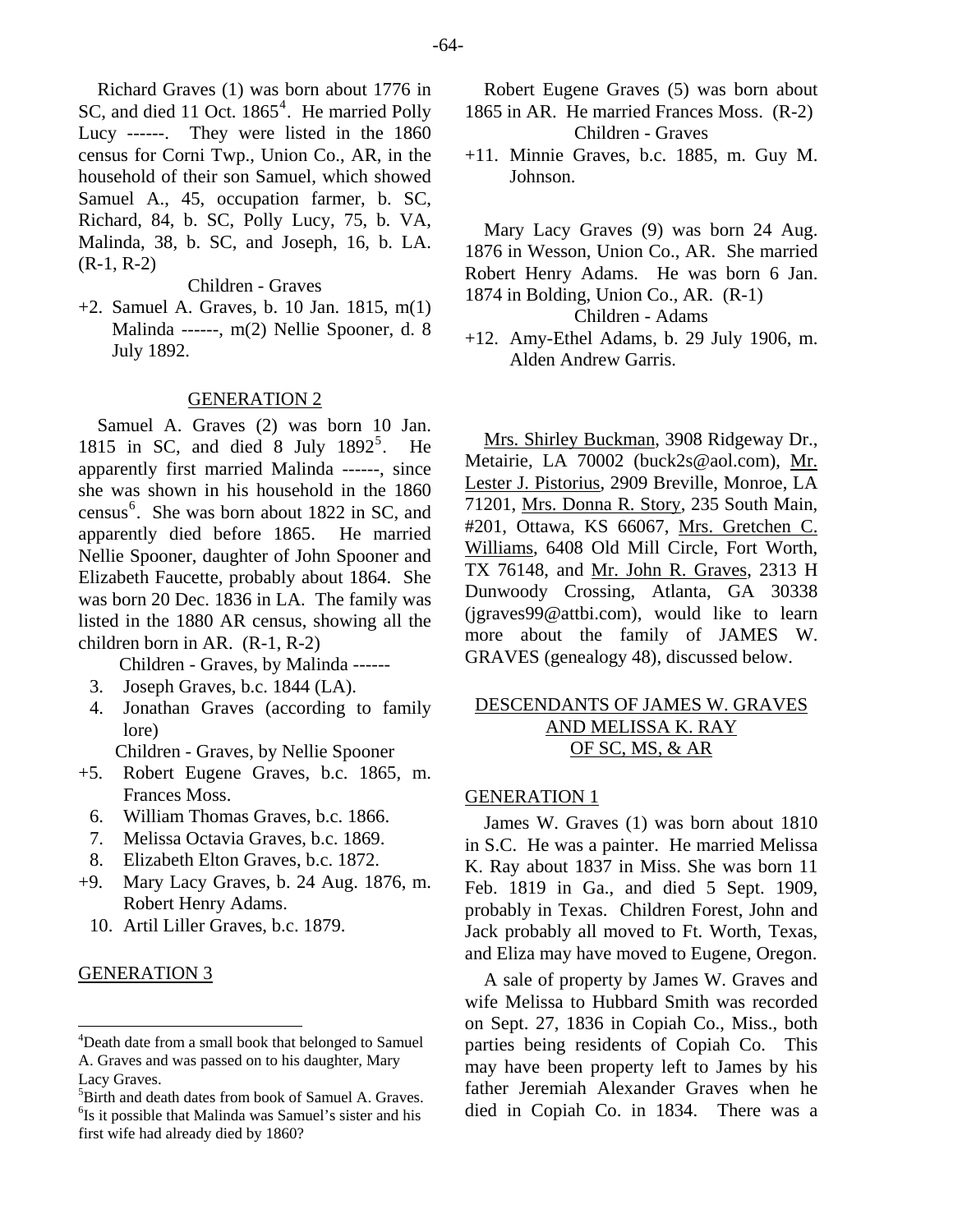Richard Graves (1) was born about 1776 in SC, and died 11 Oct. 1865[4]. He married Polly Lucy ------. They were listed in the 1860 census for Corni Twp., Union Co., AR, in the household of their son Samuel, which showed Samuel A., 45, occupation farmer, b. SC, Richard, 84, b. SC, Polly Lucy, 75, b. VA, Malinda, 38, b. SC, and Joseph, 16, b. LA. (R-1, R-2)

Children - Graves

+2. Samuel A. Graves, b. 10 Jan. 1815, m(1) Malinda ------, m(2) Nellie Spooner, d. 8 July 1892.

## GENERATION 2

Samuel A. Graves (2) was born 10 Jan. 1815 in SC, and died 8 July 1892[5]. He apparently first married Malinda ------, since she was shown in his household in the 1860 census[6]. She was born about 1822 in SC, and apparently died before 1865. He married Nellie Spooner, daughter of John Spooner and Elizabeth Faucette, probably about 1864. She was born 20 Dec. 1836 in LA. The family was listed in the 1880 AR census, showing all the children born in AR. (R-1, R-2)

Children - Graves, by Malinda ------

3. Joseph Graves, b.c. 1844 (LA).
4. Jonathan Graves (according to family lore)

Children - Graves, by Nellie Spooner

+5. Robert Eugene Graves, b.c. 1865, m. Frances Moss.
6. William Thomas Graves, b.c. 1866.
7. Melissa Octavia Graves, b.c. 1869.
8. Elizabeth Elton Graves, b.c. 1872.
+9. Mary Lacy Graves, b. 24 Aug. 1876, m. Robert Henry Adams.
10. Artil Liller Graves, b.c. 1879.

## GENERATION 3

Robert Eugene Graves (5) was born about 1865 in AR. He married Frances Moss. (R-2)

Children - Graves

+11. Minnie Graves, b.c. 1885, m. Guy M. Johnson.

Mary Lacy Graves (9) was born 24 Aug. 1876 in Wesson, Union Co., AR. She married Robert Henry Adams. He was born 6 Jan. 1874 in Bolding, Union Co., AR. (R-1)

Children - Adams

+12. Amy-Ethel Adams, b. 29 July 1906, m. Alden Andrew Garris.

Mrs. Shirley Buckman, 3908 Ridgeway Dr., Metairie, LA 70002 (buck2s@aol.com), Mr. Lester J. Pistorius, 2909 Breville, Monroe, LA 71201, Mrs. Donna R. Story, 235 South Main, #201, Ottawa, KS 66067, Mrs. Gretchen C. Williams, 6408 Old Mill Circle, Fort Worth, TX 76148, and Mr. John R. Graves, 2313 H Dunwoody Crossing, Atlanta, GA 30338 (jgraves99@attbi.com), would like to learn more about the family of JAMES W. GRAVES (genealogy 48), discussed below.

# DESCENDANTS OF JAMES W. GRAVES AND MELISSA K. RAY OF SC, MS, & AR

## GENERATION 1

James W. Graves (1) was born about 1810 in S.C. He was a painter. He married Melissa K. Ray about 1837 in Miss. She was born 11 Feb. 1819 in Ga., and died 5 Sept. 1909, probably in Texas. Children Forest, John and Jack probably all moved to Ft. Worth, Texas, and Eliza may have moved to Eugene, Oregon.

A sale of property by James W. Graves and wife Melissa to Hubbard Smith was recorded on Sept. 27, 1836 in Copiah Co., Miss., both parties being residents of Copiah Co. This may have been property left to James by his father Jeremiah Alexander Graves when he died in Copiah Co. in 1834. There was a

---

[4]Death date from a small book that belonged to Samuel A. Graves and was passed on to his daughter, Mary Lacy Graves.

[5]Birth and death dates from book of Samuel A. Graves.

[6]Is it possible that Malinda was Samuel's sister and his first wife had already died by 1860?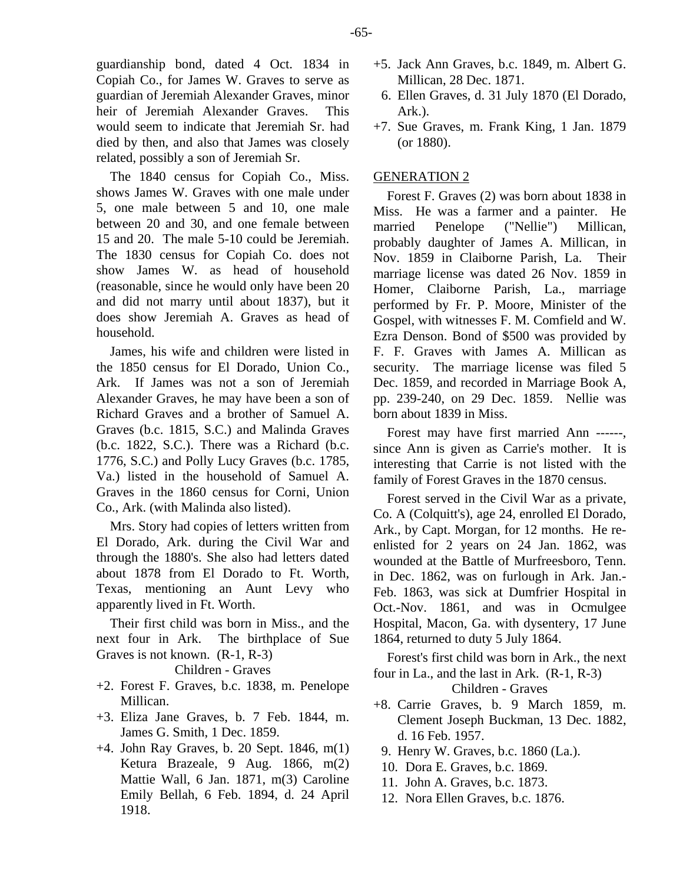guardianship bond, dated 4 Oct. 1834 in Copiah Co., for James W. Graves to serve as guardian of Jeremiah Alexander Graves, minor heir of Jeremiah Alexander Graves. This would seem to indicate that Jeremiah Sr. had died by then, and also that James was closely related, possibly a son of Jeremiah Sr.

The 1840 census for Copiah Co., Miss. shows James W. Graves with one male under 5, one male between 5 and 10, one male between 20 and 30, and one female between 15 and 20. The male 5-10 could be Jeremiah. The 1830 census for Copiah Co. does not show James W. as head of household (reasonable, since he would only have been 20 and did not marry until about 1837), but it does show Jeremiah A. Graves as head of household.

James, his wife and children were listed in the 1850 census for El Dorado, Union Co., Ark. If James was not a son of Jeremiah Alexander Graves, he may have been a son of Richard Graves and a brother of Samuel A. Graves (b.c. 1815, S.C.) and Malinda Graves (b.c. 1822, S.C.). There was a Richard (b.c. 1776, S.C.) and Polly Lucy Graves (b.c. 1785, Va.) listed in the household of Samuel A. Graves in the 1860 census for Corni, Union Co., Ark. (with Malinda also listed).

Mrs. Story had copies of letters written from El Dorado, Ark. during the Civil War and through the 1880's. She also had letters dated about 1878 from El Dorado to Ft. Worth, Texas, mentioning an Aunt Levy who apparently lived in Ft. Worth.

Their first child was born in Miss., and the next four in Ark. The birthplace of Sue Graves is not known. (R-1, R-3)

Children - Graves

- +2. Forest F. Graves, b.c. 1838, m. Penelope Millican.
- +3. Eliza Jane Graves, b. 7 Feb. 1844, m. James G. Smith, 1 Dec. 1859.
- +4. John Ray Graves, b. 20 Sept. 1846, m(1) Ketura Brazeale, 9 Aug. 1866, m(2) Mattie Wall, 6 Jan. 1871, m(3) Caroline Emily Bellah, 6 Feb. 1894, d. 24 April 1918.
- +5. Jack Ann Graves, b.c. 1849, m. Albert G. Millican, 28 Dec. 1871.
- 6. Ellen Graves, d. 31 July 1870 (El Dorado, Ark.).
- +7. Sue Graves, m. Frank King, 1 Jan. 1879 (or 1880).

## GENERATION 2

Forest F. Graves (2) was born about 1838 in Miss. He was a farmer and a painter. He married Penelope ("Nellie") Millican, probably daughter of James A. Millican, in Nov. 1859 in Claiborne Parish, La. Their marriage license was dated 26 Nov. 1859 in Homer, Claiborne Parish, La., marriage performed by Fr. P. Moore, Minister of the Gospel, with witnesses F. M. Comfield and W. Ezra Denson. Bond of $500 was provided by F. F. Graves with James A. Millican as security. The marriage license was filed 5 Dec. 1859, and recorded in Marriage Book A, pp. 239-240, on 29 Dec. 1859. Nellie was born about 1839 in Miss.

Forest may have first married Ann ------, since Ann is given as Carrie's mother. It is interesting that Carrie is not listed with the family of Forest Graves in the 1870 census.

Forest served in the Civil War as a private, Co. A (Colquitt's), age 24, enrolled El Dorado, Ark., by Capt. Morgan, for 12 months. He re-enlisted for 2 years on 24 Jan. 1862, was wounded at the Battle of Murfreesboro, Tenn. in Dec. 1862, was on furlough in Ark. Jan.-Feb. 1863, was sick at Dumfrier Hospital in Oct.-Nov. 1861, and was in Ocmulgee Hospital, Macon, Ga. with dysentery, 17 June 1864, returned to duty 5 July 1864.

Forest's first child was born in Ark., the next four in La., and the last in Ark. (R-1, R-3)

Children - Graves

- +8. Carrie Graves, b. 9 March 1859, m. Clement Joseph Buckman, 13 Dec. 1882, d. 16 Feb. 1957.
- 9. Henry W. Graves, b.c. 1860 (La.).
- 10. Dora E. Graves, b.c. 1869.
- 11. John A. Graves, b.c. 1873.
- 12. Nora Ellen Graves, b.c. 1876.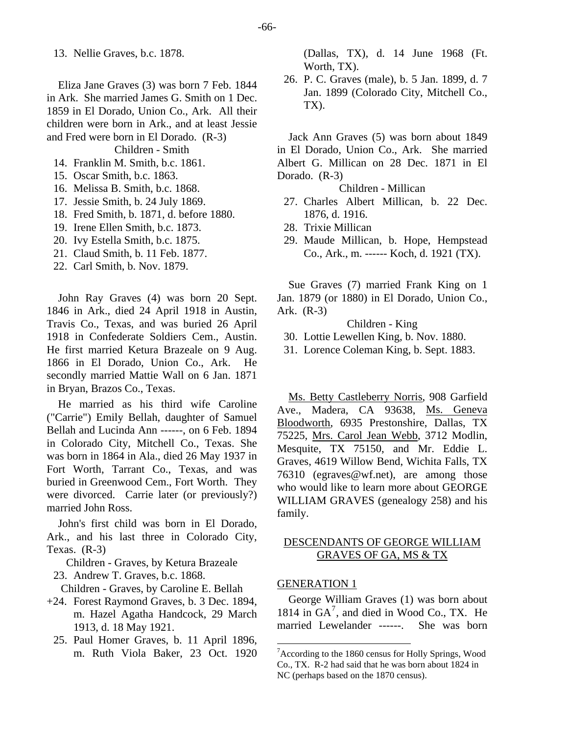13. Nellie Graves, b.c. 1878.

Eliza Jane Graves (3) was born 7 Feb. 1844 in Ark. She married James G. Smith on 1 Dec. 1859 in El Dorado, Union Co., Ark. All their children were born in Ark., and at least Jessie and Fred were born in El Dorado. (R-3)

Children - Smith

14. Franklin M. Smith, b.c. 1861.
15. Oscar Smith, b.c. 1863.
16. Melissa B. Smith, b.c. 1868.
17. Jessie Smith, b. 24 July 1869.
18. Fred Smith, b. 1871, d. before 1880.
19. Irene Ellen Smith, b.c. 1873.
20. Ivy Estella Smith, b.c. 1875.
21. Claud Smith, b. 11 Feb. 1877.
22. Carl Smith, b. Nov. 1879.

John Ray Graves (4) was born 20 Sept. 1846 in Ark., died 24 April 1918 in Austin, Travis Co., Texas, and was buried 26 April 1918 in Confederate Soldiers Cem., Austin. He first married Ketura Brazeale on 9 Aug. 1866 in El Dorado, Union Co., Ark. He secondly married Mattie Wall on 6 Jan. 1871 in Bryan, Brazos Co., Texas.

He married as his third wife Caroline ("Carrie") Emily Bellah, daughter of Samuel Bellah and Lucinda Ann ------, on 6 Feb. 1894 in Colorado City, Mitchell Co., Texas. She was born in 1864 in Ala., died 26 May 1937 in Fort Worth, Tarrant Co., Texas, and was buried in Greenwood Cem., Fort Worth. They were divorced. Carrie later (or previously?) married John Ross.

John's first child was born in El Dorado, Ark., and his last three in Colorado City, Texas. (R-3)

Children - Graves, by Ketura Brazeale

23. Andrew T. Graves, b.c. 1868.

Children - Graves, by Caroline E. Bellah

+24. Forest Raymond Graves, b. 3 Dec. 1894, m. Hazel Agatha Handcock, 29 March 1913, d. 18 May 1921.
25. Paul Homer Graves, b. 11 April 1896, m. Ruth Viola Baker, 23 Oct. 1920 (Dallas, TX), d. 14 June 1968 (Ft. Worth, TX).
26. P. C. Graves (male), b. 5 Jan. 1899, d. 7 Jan. 1899 (Colorado City, Mitchell Co., TX).

Jack Ann Graves (5) was born about 1849 in El Dorado, Union Co., Ark. She married Albert G. Millican on 28 Dec. 1871 in El Dorado. (R-3)

Children - Millican

27. Charles Albert Millican, b. 22 Dec. 1876, d. 1916.
28. Trixie Millican
29. Maude Millican, b. Hope, Hempstead Co., Ark., m. ------ Koch, d. 1921 (TX).

Sue Graves (7) married Frank King on 1 Jan. 1879 (or 1880) in El Dorado, Union Co., Ark. (R-3)

Children - King

30. Lottie Lewellen King, b. Nov. 1880.
31. Lorence Coleman King, b. Sept. 1883.

Ms. Betty Castleberry Norris, 908 Garfield Ave., Madera, CA 93638, Ms. Geneva Bloodworth, 6935 Prestonshire, Dallas, TX 75225, Mrs. Carol Jean Webb, 3712 Modlin, Mesquite, TX 75150, and Mr. Eddie L. Graves, 4619 Willow Bend, Wichita Falls, TX 76310 (egraves@wf.net), are among those who would like to learn more about GEORGE WILLIAM GRAVES (genealogy 258) and his family.

## DESCENDANTS OF GEORGE WILLIAM GRAVES OF GA, MS & TX

### GENERATION 1

George William Graves (1) was born about 1814 in GA[7], and died in Wood Co., TX. He married Lewelander ------. She was born

[7] According to the 1860 census for Holly Springs, Wood Co., TX. R-2 had said that he was born about 1824 in NC (perhaps based on the 1870 census).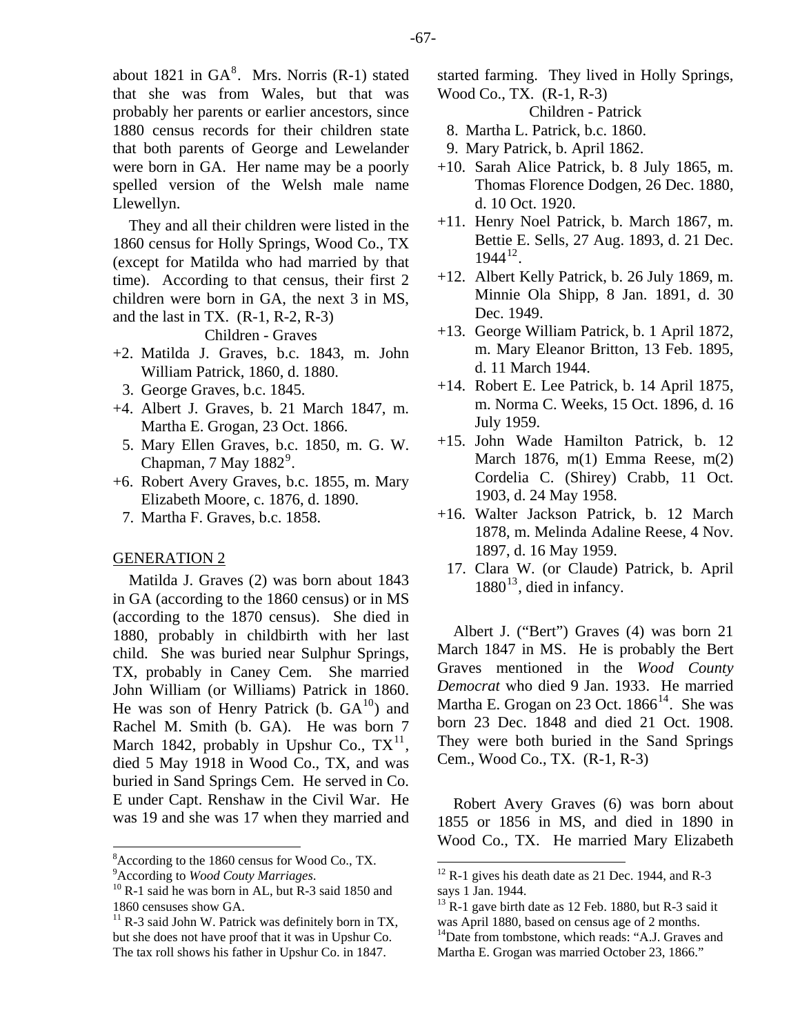about 1821 in GA[8]. Mrs. Norris (R-1) stated that she was from Wales, but that was probably her parents or earlier ancestors, since 1880 census records for their children state that both parents of George and Lewelander were born in GA. Her name may be a poorly spelled version of the Welsh male name Llewellyn.

They and all their children were listed in the 1860 census for Holly Springs, Wood Co., TX (except for Matilda who had married by that time). According to that census, their first 2 children were born in GA, the next 3 in MS, and the last in TX. (R-1, R-2, R-3)

Children - Graves

+2. Matilda J. Graves, b.c. 1843, m. John William Patrick, 1860, d. 1880.
3. George Graves, b.c. 1845.
+4. Albert J. Graves, b. 21 March 1847, m. Martha E. Grogan, 23 Oct. 1866.
5. Mary Ellen Graves, b.c. 1850, m. G. W. Chapman, 7 May 1882[9].
+6. Robert Avery Graves, b.c. 1855, m. Mary Elizabeth Moore, c. 1876, d. 1890.
7. Martha F. Graves, b.c. 1858.

GENERATION 2

Matilda J. Graves (2) was born about 1843 in GA (according to the 1860 census) or in MS (according to the 1870 census). She died in 1880, probably in childbirth with her last child. She was buried near Sulphur Springs, TX, probably in Caney Cem. She married John William (or Williams) Patrick in 1860. He was son of Henry Patrick (b. GA[10]) and Rachel M. Smith (b. GA). He was born 7 March 1842, probably in Upshur Co., TX[11], died 5 May 1918 in Wood Co., TX, and was buried in Sand Springs Cem. He served in Co. E under Capt. Renshaw in the Civil War. He was 19 and she was 17 when they married and started farming. They lived in Holly Springs, Wood Co., TX. (R-1, R-3)

Children - Patrick

8. Martha L. Patrick, b.c. 1860.
9. Mary Patrick, b. April 1862.
+10. Sarah Alice Patrick, b. 8 July 1865, m. Thomas Florence Dodgen, 26 Dec. 1880, d. 10 Oct. 1920.
+11. Henry Noel Patrick, b. March 1867, m. Bettie E. Sells, 27 Aug. 1893, d. 21 Dec. 1944[12].
+12. Albert Kelly Patrick, b. 26 July 1869, m. Minnie Ola Shipp, 8 Jan. 1891, d. 30 Dec. 1949.
+13. George William Patrick, b. 1 April 1872, m. Mary Eleanor Britton, 13 Feb. 1895, d. 11 March 1944.
+14. Robert E. Lee Patrick, b. 14 April 1875, m. Norma C. Weeks, 15 Oct. 1896, d. 16 July 1959.
+15. John Wade Hamilton Patrick, b. 12 March 1876, m(1) Emma Reese, m(2) Cordelia C. (Shirey) Crabb, 11 Oct. 1903, d. 24 May 1958.
+16. Walter Jackson Patrick, b. 12 March 1878, m. Melinda Adaline Reese, 4 Nov. 1897, d. 16 May 1959.
17. Clara W. (or Claude) Patrick, b. April 1880[13], died in infancy.

Albert J. ("Bert") Graves (4) was born 21 March 1847 in MS. He is probably the Bert Graves mentioned in the *Wood County Democrat* who died 9 Jan. 1933. He married Martha E. Grogan on 23 Oct. 1866[14]. She was born 23 Dec. 1848 and died 21 Oct. 1908. They were both buried in the Sand Springs Cem., Wood Co., TX. (R-1, R-3)

Robert Avery Graves (6) was born about 1855 or 1856 in MS, and died in 1890 in Wood Co., TX. He married Mary Elizabeth

---

[8] According to the 1860 census for Wood Co., TX.
[9] According to *Wood Couty Marriages*.
[10] R-1 said he was born in AL, but R-3 said 1850 and 1860 censuses show GA.
[11] R-3 said John W. Patrick was definitely born in TX, but she does not have proof that it was in Upshur Co. The tax roll shows his father in Upshur Co. in 1847.
[12] R-1 gives his death date as 21 Dec. 1944, and R-3 says 1 Jan. 1944.
[13] R-1 gave birth date as 12 Feb. 1880, but R-3 said it was April 1880, based on census age of 2 months.
[14] Date from tombstone, which reads: "A.J. Graves and Martha E. Grogan was married October 23, 1866."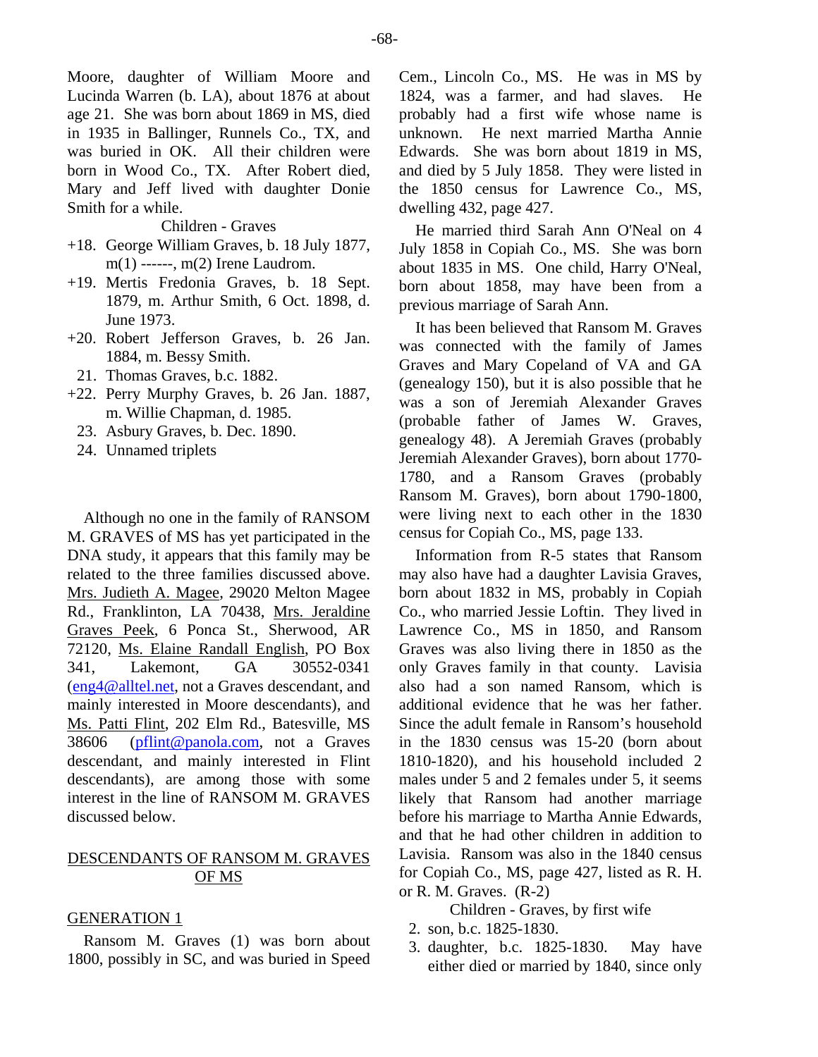Moore, daughter of William Moore and Lucinda Warren (b. LA), about 1876 at about age 21. She was born about 1869 in MS, died in 1935 in Ballinger, Runnels Co., TX, and was buried in OK. All their children were born in Wood Co., TX. After Robert died, Mary and Jeff lived with daughter Donie Smith for a while.

Children - Graves

+18. George William Graves, b. 18 July 1877, m(1) ------, m(2) Irene Laudrom.
+19. Mertis Fredonia Graves, b. 18 Sept. 1879, m. Arthur Smith, 6 Oct. 1898, d. June 1973.
+20. Robert Jefferson Graves, b. 26 Jan. 1884, m. Bessy Smith.
21. Thomas Graves, b.c. 1882.
+22. Perry Murphy Graves, b. 26 Jan. 1887, m. Willie Chapman, d. 1985.
23. Asbury Graves, b. Dec. 1890.
24. Unnamed triplets

Although no one in the family of RANSOM M. GRAVES of MS has yet participated in the DNA study, it appears that this family may be related to the three families discussed above. Mrs. Judieth A. Magee, 29020 Melton Magee Rd., Franklinton, LA 70438, Mrs. Jeraldine Graves Peek, 6 Ponca St., Sherwood, AR 72120, Ms. Elaine Randall English, PO Box 341, Lakemont, GA 30552-0341 (eng4@alltel.net, not a Graves descendant, and mainly interested in Moore descendants), and Ms. Patti Flint, 202 Elm Rd., Batesville, MS 38606 (pflint@panola.com, not a Graves descendant, and mainly interested in Flint descendants), are among those with some interest in the line of RANSOM M. GRAVES discussed below.

## DESCENDANTS OF RANSOM M. GRAVES OF MS

### GENERATION 1

Ransom M. Graves (1) was born about 1800, possibly in SC, and was buried in Speed Cem., Lincoln Co., MS. He was in MS by 1824, was a farmer, and had slaves. He probably had a first wife whose name is unknown. He next married Martha Annie Edwards. She was born about 1819 in MS, and died by 5 July 1858. They were listed in the 1850 census for Lawrence Co., MS, dwelling 432, page 427.

He married third Sarah Ann O'Neal on 4 July 1858 in Copiah Co., MS. She was born about 1835 in MS. One child, Harry O'Neal, born about 1858, may have been from a previous marriage of Sarah Ann.

It has been believed that Ransom M. Graves was connected with the family of James Graves and Mary Copeland of VA and GA (genealogy 150), but it is also possible that he was a son of Jeremiah Alexander Graves (probable father of James W. Graves, genealogy 48). A Jeremiah Graves (probably Jeremiah Alexander Graves), born about 1770-1780, and a Ransom Graves (probably Ransom M. Graves), born about 1790-1800, were living next to each other in the 1830 census for Copiah Co., MS, page 133.

Information from R-5 states that Ransom may also have had a daughter Lavisia Graves, born about 1832 in MS, probably in Copiah Co., who married Jessie Loftin. They lived in Lawrence Co., MS in 1850, and Ransom Graves was also living there in 1850 as the only Graves family in that county. Lavisia also had a son named Ransom, which is additional evidence that he was her father. Since the adult female in Ransom's household in the 1830 census was 15-20 (born about 1810-1820), and his household included 2 males under 5 and 2 females under 5, it seems likely that Ransom had another marriage before his marriage to Martha Annie Edwards, and that he had other children in addition to Lavisia. Ransom was also in the 1840 census for Copiah Co., MS, page 427, listed as R. H. or R. M. Graves. (R-2)

Children - Graves, by first wife

2. son, b.c. 1825-1830.
3. daughter, b.c. 1825-1830. May have either died or married by 1840, since only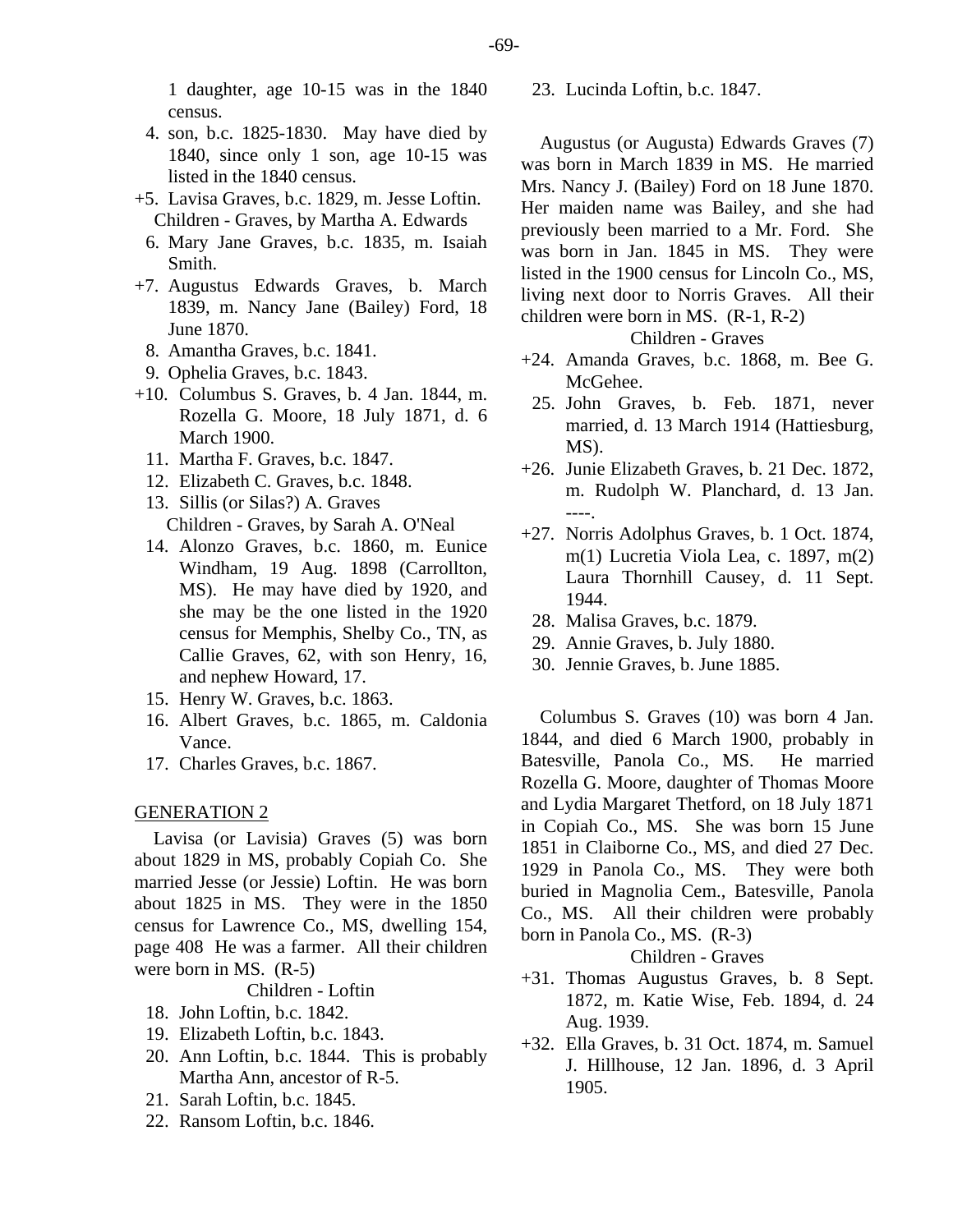1 daughter, age 10-15 was in the 1840 census.

4. son, b.c. 1825-1830. May have died by 1840, since only 1 son, age 10-15 was listed in the 1840 census.

+5. Lavisa Graves, b.c. 1829, m. Jesse Loftin.

Children - Graves, by Martha A. Edwards

6. Mary Jane Graves, b.c. 1835, m. Isaiah Smith.

+7. Augustus Edwards Graves, b. March 1839, m. Nancy Jane (Bailey) Ford, 18 June 1870.

8. Amantha Graves, b.c. 1841.

9. Ophelia Graves, b.c. 1843.

+10. Columbus S. Graves, b. 4 Jan. 1844, m. Rozella G. Moore, 18 July 1871, d. 6 March 1900.

11. Martha F. Graves, b.c. 1847.

12. Elizabeth C. Graves, b.c. 1848.

13. Sillis (or Silas?) A. Graves

Children - Graves, by Sarah A. O'Neal

14. Alonzo Graves, b.c. 1860, m. Eunice Windham, 19 Aug. 1898 (Carrollton, MS). He may have died by 1920, and she may be the one listed in the 1920 census for Memphis, Shelby Co., TN, as Callie Graves, 62, with son Henry, 16, and nephew Howard, 17.

15. Henry W. Graves, b.c. 1863.

16. Albert Graves, b.c. 1865, m. Caldonia Vance.

17. Charles Graves, b.c. 1867.

GENERATION 2

Lavisa (or Lavisia) Graves (5) was born about 1829 in MS, probably Copiah Co. She married Jesse (or Jessie) Loftin. He was born about 1825 in MS. They were in the 1850 census for Lawrence Co., MS, dwelling 154, page 408 He was a farmer. All their children were born in MS. (R-5)

Children - Loftin

18. John Loftin, b.c. 1842.

19. Elizabeth Loftin, b.c. 1843.

20. Ann Loftin, b.c. 1844. This is probably Martha Ann, ancestor of R-5.

21. Sarah Loftin, b.c. 1845.

22. Ransom Loftin, b.c. 1846.

23. Lucinda Loftin, b.c. 1847.

Augustus (or Augusta) Edwards Graves (7) was born in March 1839 in MS. He married Mrs. Nancy J. (Bailey) Ford on 18 June 1870. Her maiden name was Bailey, and she had previously been married to a Mr. Ford. She was born in Jan. 1845 in MS. They were listed in the 1900 census for Lincoln Co., MS, living next door to Norris Graves. All their children were born in MS. (R-1, R-2)

Children - Graves

+24. Amanda Graves, b.c. 1868, m. Bee G. McGehee.

25. John Graves, b. Feb. 1871, never married, d. 13 March 1914 (Hattiesburg, MS).

+26. Junie Elizabeth Graves, b. 21 Dec. 1872, m. Rudolph W. Planchard, d. 13 Jan. ----.

+27. Norris Adolphus Graves, b. 1 Oct. 1874, m(1) Lucretia Viola Lea, c. 1897, m(2) Laura Thornhill Causey, d. 11 Sept. 1944.

28. Malisa Graves, b.c. 1879.

29. Annie Graves, b. July 1880.

30. Jennie Graves, b. June 1885.

Columbus S. Graves (10) was born 4 Jan. 1844, and died 6 March 1900, probably in Batesville, Panola Co., MS. He married Rozella G. Moore, daughter of Thomas Moore and Lydia Margaret Thetford, on 18 July 1871 in Copiah Co., MS. She was born 15 June 1851 in Claiborne Co., MS, and died 27 Dec. 1929 in Panola Co., MS. They were both buried in Magnolia Cem., Batesville, Panola Co., MS. All their children were probably born in Panola Co., MS. (R-3)

Children - Graves

+31. Thomas Augustus Graves, b. 8 Sept. 1872, m. Katie Wise, Feb. 1894, d. 24 Aug. 1939.

+32. Ella Graves, b. 31 Oct. 1874, m. Samuel J. Hillhouse, 12 Jan. 1896, d. 3 April 1905.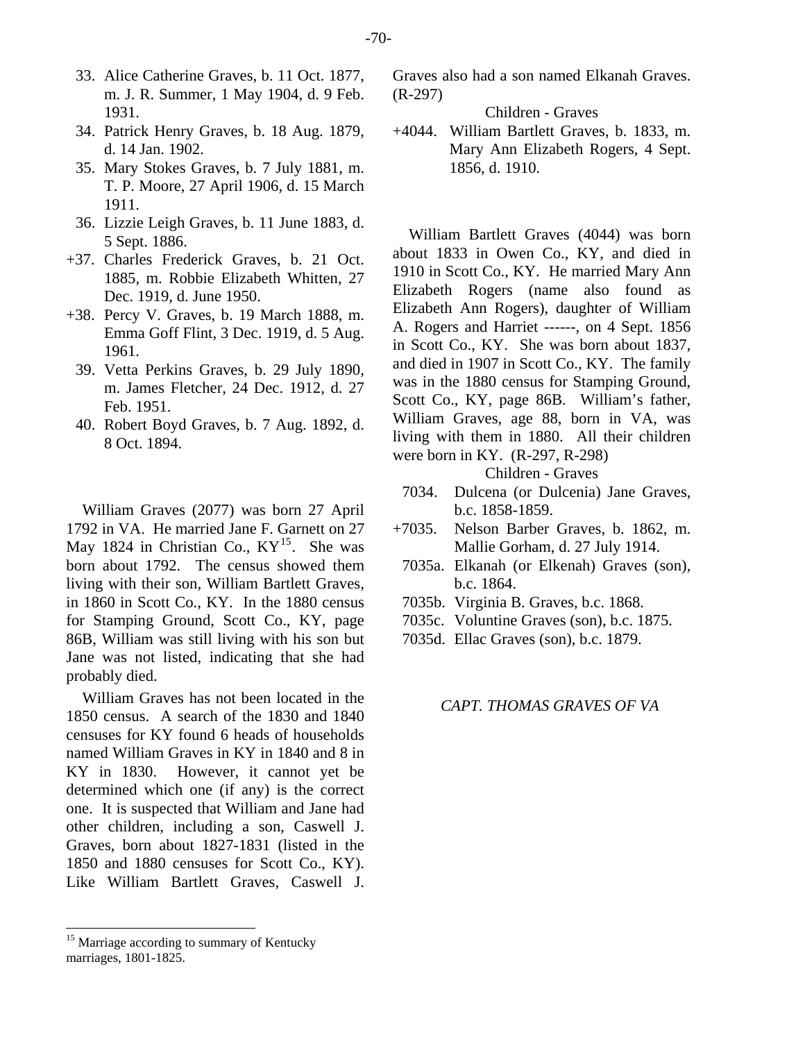33. Alice Catherine Graves, b. 11 Oct. 1877, m. J. R. Summer, 1 May 1904, d. 9 Feb. 1931.
34. Patrick Henry Graves, b. 18 Aug. 1879, d. 14 Jan. 1902.
35. Mary Stokes Graves, b. 7 July 1881, m. T. P. Moore, 27 April 1906, d. 15 March 1911.
36. Lizzie Leigh Graves, b. 11 June 1883, d. 5 Sept. 1886.

+37. Charles Frederick Graves, b. 21 Oct. 1885, m. Robbie Elizabeth Whitten, 27 Dec. 1919, d. June 1950.

+38. Percy V. Graves, b. 19 March 1888, m. Emma Goff Flint, 3 Dec. 1919, d. 5 Aug. 1961.

39. Vetta Perkins Graves, b. 29 July 1890, m. James Fletcher, 24 Dec. 1912, d. 27 Feb. 1951.
40. Robert Boyd Graves, b. 7 Aug. 1892, d. 8 Oct. 1894.

William Graves (2077) was born 27 April 1792 in VA. He married Jane F. Garnett on 27 May 1824 in Christian Co., KY[15]. She was born about 1792. The census showed them living with their son, William Bartlett Graves, in 1860 in Scott Co., KY. In the 1880 census for Stamping Ground, Scott Co., KY, page 86B, William was still living with his son but Jane was not listed, indicating that she had probably died.

William Graves has not been located in the 1850 census. A search of the 1830 and 1840 censuses for KY found 6 heads of households named William Graves in KY in 1840 and 8 in KY in 1830. However, it cannot yet be determined which one (if any) is the correct one. It is suspected that William and Jane had other children, including a son, Caswell J. Graves, born about 1827-1831 (listed in the 1850 and 1880 censuses for Scott Co., KY). Like William Bartlett Graves, Caswell J. Graves also had a son named Elkanah Graves. (R-297)

Children - Graves

+4044. William Bartlett Graves, b. 1833, m. Mary Ann Elizabeth Rogers, 4 Sept. 1856, d. 1910.

William Bartlett Graves (4044) was born about 1833 in Owen Co., KY, and died in 1910 in Scott Co., KY. He married Mary Ann Elizabeth Rogers (name also found as Elizabeth Ann Rogers), daughter of William A. Rogers and Harriet ------, on 4 Sept. 1856 in Scott Co., KY. She was born about 1837, and died in 1907 in Scott Co., KY. The family was in the 1880 census for Stamping Ground, Scott Co., KY, page 86B. William's father, William Graves, age 88, born in VA, was living with them in 1880. All their children were born in KY. (R-297, R-298)

Children - Graves

7034. Dulcena (or Dulcenia) Jane Graves, b.c. 1858-1859.

+7035. Nelson Barber Graves, b. 1862, m. Mallie Gorham, d. 27 July 1914.

7035a. Elkanah (or Elkenah) Graves (son), b.c. 1864.

7035b. Virginia B. Graves, b.c. 1868.

7035c. Voluntine Graves (son), b.c. 1875.

7035d. Ellac Graves (son), b.c. 1879.

*CAPT. THOMAS GRAVES OF VA*

[15] Marriage according to summary of Kentucky marriages, 1801-1825.